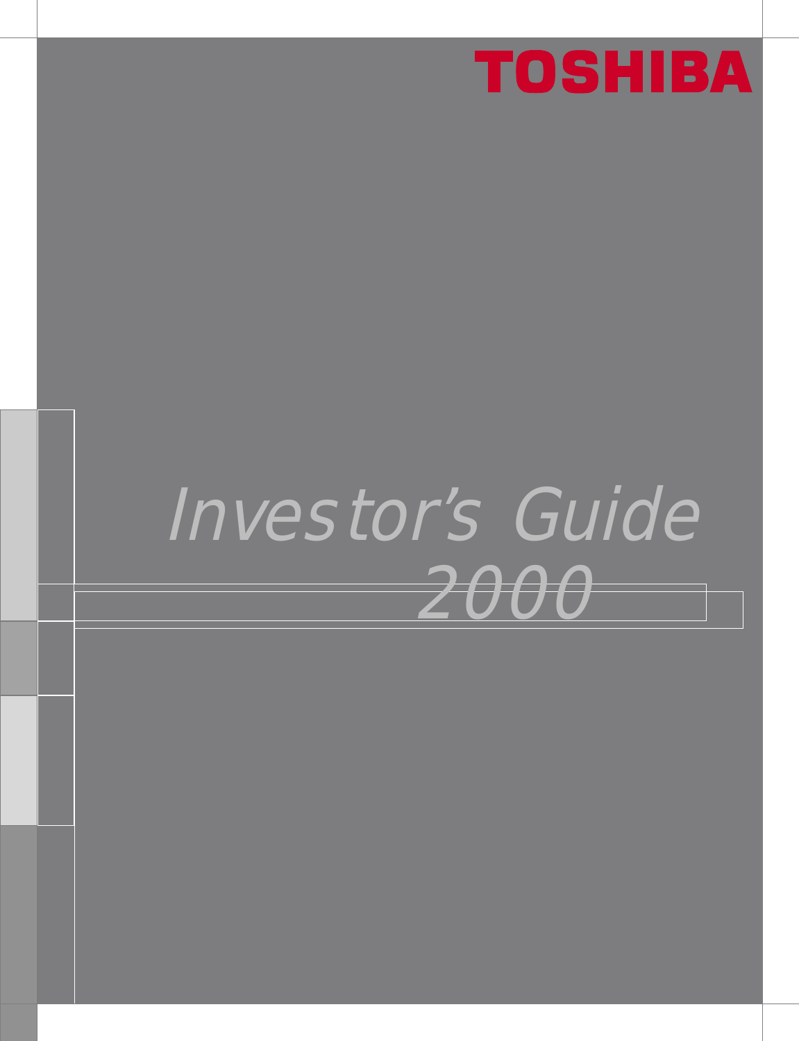TOSHIBA

# *Investor's Guide 2000*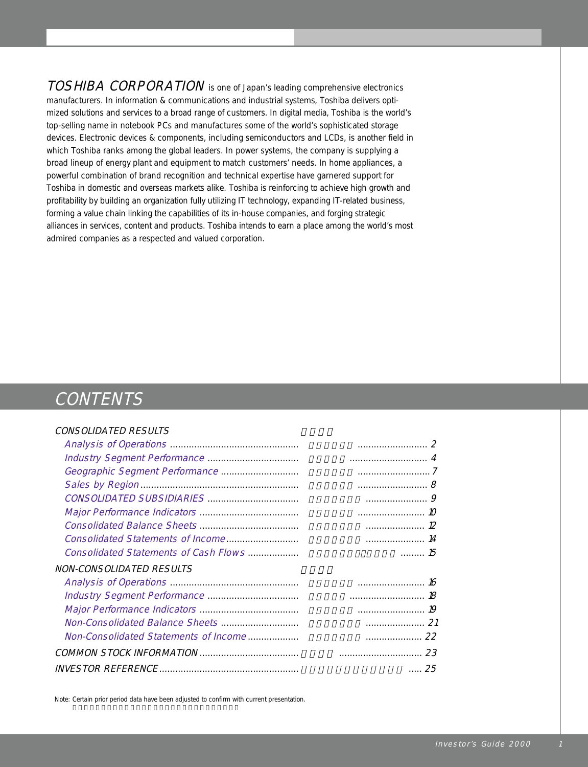**TOSHIBA CORPORATION** is one of Japan's leading comprehensive electronics manufacturers. In information & communications and industrial systems, Toshiba delivers optimized solutions and services to a broad range of customers. In digital media, Toshiba is the world's top-selling name in notebook PCs and manufactures some of the world's sophisticated storage devices. Electronic devices & components, including semiconductors and LCDs, is another field in which Toshiba ranks among the global leaders. In power systems, the company is supplying a broad lineup of energy plant and equipment to match customers' needs. In home appliances, a powerful combination of brand recognition and technical expertise have garnered support for Toshiba in domestic and overseas markets alike. Toshiba is reinforcing to achieve high growth and profitability by building an organization fully utilizing IT technology, expanding IT-related business, forming a value chain linking the capabilities of its in-house companies, and forging strategic alliances in services, content and products. Toshiba intends to earn a place among the world's most admired companies as a respected and valued corporation.

# CONTENTS

CONSOLIDATED RESULTS

- Analysis of Operations ........ 2
- Industry Segment Performance ........ 4
- Geographic Segment Performance ........ 7
- Sales by Region ........ 8
- CONSOLIDATED SUBSIDIARIES ........ 9
- Major Performance Indicators ........ 10
- Consolidated Balance Sheets ........ 12
- Consolidated Statements of Income ........ 14
- Consolidated Statements of Cash Flows ........ 15

NON-CONSOLIDATED RESULTS

- Analysis of Operations ........ 16
- Industry Segment Performance ........ 18
- Major Performance Indicators ........ 19
- Non-Consolidated Balance Sheets ........ 21
- Non-Consolidated Statements of Income ........ 22

COMMON STOCK INFORMATION ........ 23

INVESTOR REFERENCE ........ 25

Note: Certain prior period data have been adjusted to confirm with current presentation.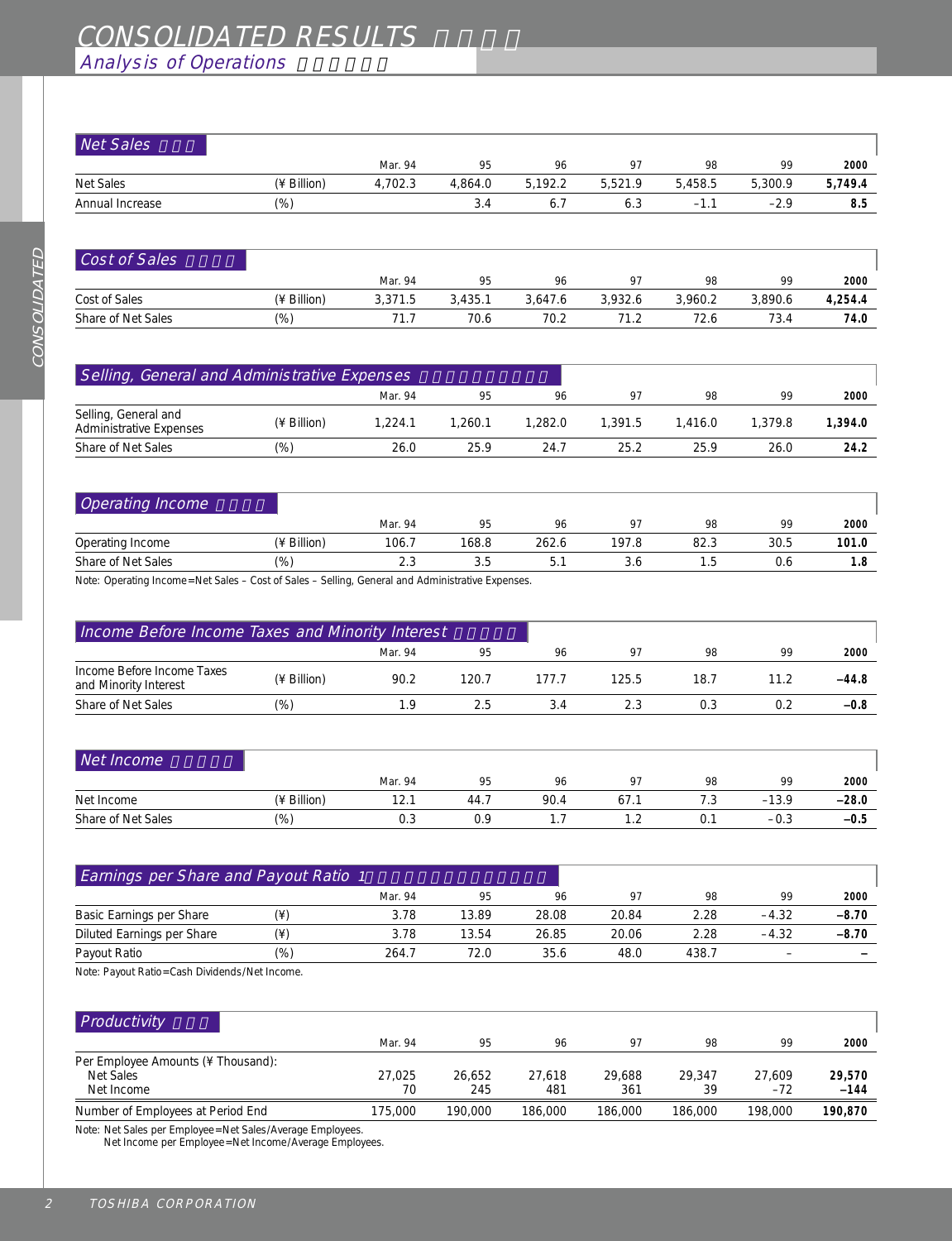# CONSOLIDATED RESULTS

## Analysis of Operations

### Net Sales

| | | Mar. 94 | 95 | 96 | 97 | 98 | 99 | 2000 |
|---|---|---|---|---|---|---|---|---|
| Net Sales | (¥ Billion) | 4,702.3 | 4,864.0 | 5,192.2 | 5,521.9 | 5,458.5 | 5,300.9 | **5,749.4** |
| Annual Increase | (%) | | 3.4 | 6.7 | 6.3 | –1.1 | –2.9 | **8.5** |

### Cost of Sales

| | | Mar. 94 | 95 | 96 | 97 | 98 | 99 | 2000 |
|---|---|---|---|---|---|---|---|---|
| Cost of Sales | (¥ Billion) | 3,371.5 | 3,435.1 | 3,647.6 | 3,932.6 | 3,960.2 | 3,890.6 | **4,254.4** |
| Share of Net Sales | (%) | 71.7 | 70.6 | 70.2 | 71.2 | 72.6 | 73.4 | **74.0** |

### Selling, General and Administrative Expenses

| | | Mar. 94 | 95 | 96 | 97 | 98 | 99 | 2000 |
|---|---|---|---|---|---|---|---|---|
| Selling, General and Administrative Expenses | (¥ Billion) | 1,224.1 | 1,260.1 | 1,282.0 | 1,391.5 | 1,416.0 | 1,379.8 | **1,394.0** |
| Share of Net Sales | (%) | 26.0 | 25.9 | 24.7 | 25.2 | 25.9 | 26.0 | **24.2** |

### Operating Income

| | | Mar. 94 | 95 | 96 | 97 | 98 | 99 | 2000 |
|---|---|---|---|---|---|---|---|---|
| Operating Income | (¥ Billion) | 106.7 | 168.8 | 262.6 | 197.8 | 82.3 | 30.5 | **101.0** |
| Share of Net Sales | (%) | 2.3 | 3.5 | 5.1 | 3.6 | 1.5 | 0.6 | **1.8** |

Note: Operating Income=Net Sales – Cost of Sales – Selling, General and Administrative Expenses.

### Income Before Income Taxes and Minority Interest

| | | Mar. 94 | 95 | 96 | 97 | 98 | 99 | 2000 |
|---|---|---|---|---|---|---|---|---|
| Income Before Income Taxes and Minority Interest | (¥ Billion) | 90.2 | 120.7 | 177.7 | 125.5 | 18.7 | 11.2 | **–44.8** |
| Share of Net Sales | (%) | 1.9 | 2.5 | 3.4 | 2.3 | 0.3 | 0.2 | **–0.8** |

### Net Income

| | | Mar. 94 | 95 | 96 | 97 | 98 | 99 | 2000 |
|---|---|---|---|---|---|---|---|---|
| Net Income | (¥ Billion) | 12.1 | 44.7 | 90.4 | 67.1 | 7.3 | –13.9 | **–28.0** |
| Share of Net Sales | (%) | 0.3 | 0.9 | 1.7 | 1.2 | 0.1 | –0.3 | **–0.5** |

### Earnings per Share and Payout Ratio

| | | Mar. 94 | 95 | 96 | 97 | 98 | 99 | 2000 |
|---|---|---|---|---|---|---|---|---|
| Basic Earnings per Share | (¥) | 3.78 | 13.89 | 28.08 | 20.84 | 2.28 | –4.32 | **–8.70** |
| Diluted Earnings per Share | (¥) | 3.78 | 13.54 | 26.85 | 20.06 | 2.28 | –4.32 | **–8.70** |
| Payout Ratio | (%) | 264.7 | 72.0 | 35.6 | 48.0 | 438.7 | – | **–** |

Note: Payout Ratio=Cash Dividends/Net Income.

### Productivity

| | Mar. 94 | 95 | 96 | 97 | 98 | 99 | 2000 |
|---|---|---|---|---|---|---|---|
| Per Employee Amounts (¥ Thousand): | | | | | | | |
| Net Sales | 27,025 | 26,652 | 27,618 | 29,688 | 29,347 | 27,609 | **29,570** |
| Net Income | 70 | 245 | 481 | 361 | 39 | –72 | **–144** |
| Number of Employees at Period End | 175,000 | 190,000 | 186,000 | 186,000 | 186,000 | 198,000 | **190,870** |

Note: Net Sales per Employee=Net Sales/Average Employees.
Net Income per Employee=Net Income/Average Employees.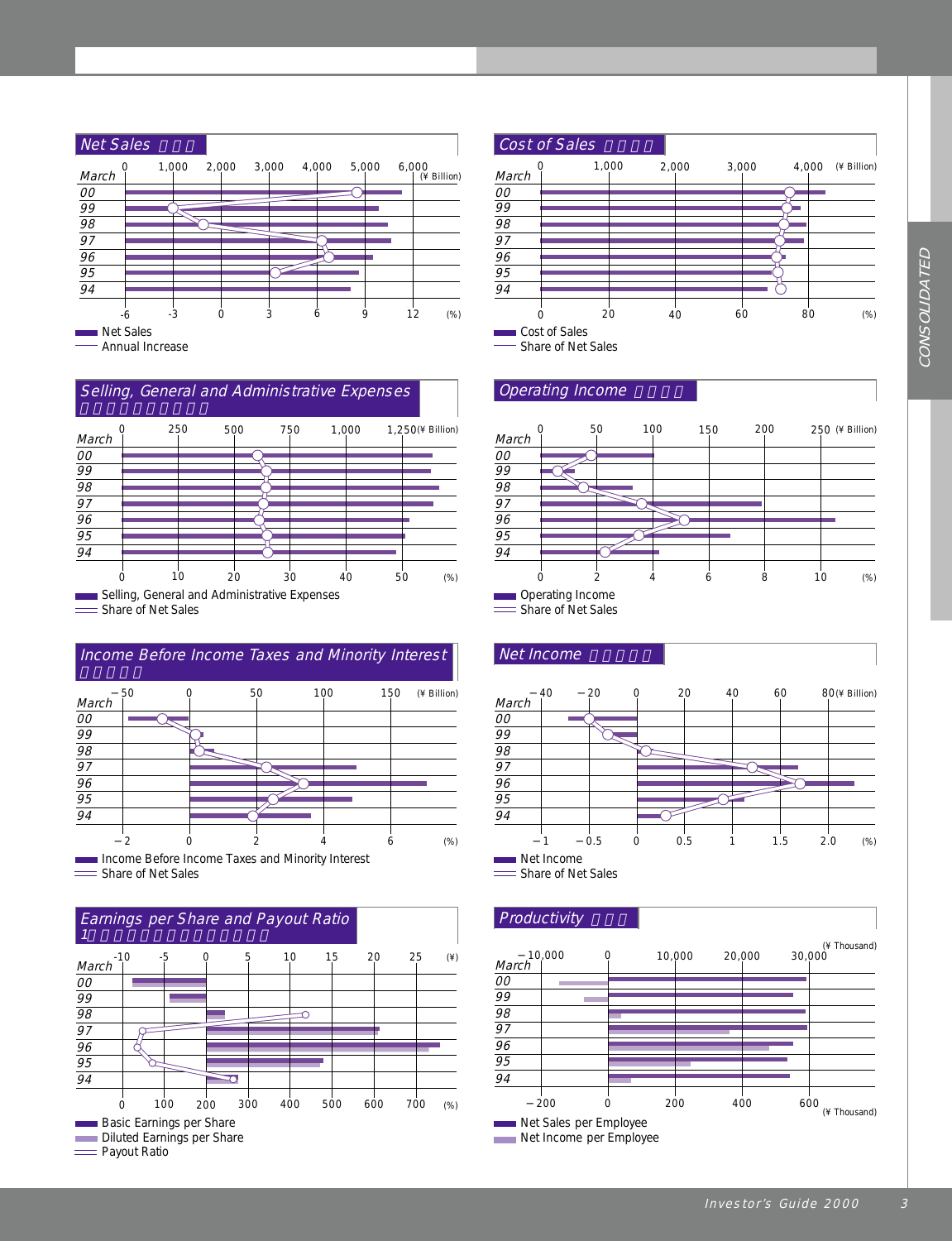CONSOLIDATED

## Net Sales

March: 00, 99, 98, 97, 96, 95, 94

(¥ Billion) 0, 1,000, 2,000, 3,000, 4,000, 5,000, 6,000

(%) -6, -3, 0, 3, 6, 9, 12

Net Sales
Annual Increase

## Cost of Sales

March: 00, 99, 98, 97, 96, 95, 94

(¥ Billion) 0, 1,000, 2,000, 3,000, 4,000

(%) 0, 20, 40, 60, 80

Cost of Sales
Share of Net Sales

## Selling, General and Administrative Expenses

March: 00, 99, 98, 97, 96, 95, 94

(¥ Billion) 0, 250, 500, 750, 1,000, 1,250

(%) 0, 10, 20, 30, 40, 50

Selling, General and Administrative Expenses
Share of Net Sales

## Operating Income

March: 00, 99, 98, 97, 96, 95, 94

(¥ Billion) 0, 50, 100, 150, 200, 250

(%) 0, 2, 4, 6, 8, 10

Operating Income
Share of Net Sales

## Income Before Income Taxes and Minority Interest

March: 00, 99, 98, 97, 96, 95, 94

(¥ Billion) −50, 0, 50, 100, 150

(%) −2, 0, 2, 4, 6

Income Before Income Taxes and Minority Interest
Share of Net Sales

## Net Income

March: 00, 99, 98, 97, 96, 95, 94

(¥ Billion) −40, −20, 0, 20, 40, 60, 80

(%) −1, −0.5, 0, 0.5, 1, 1.5, 2.0

Net Income
Share of Net Sales

## Earnings per Share and Payout Ratio

March: 00, 99, 98, 97, 96, 95, 94

(¥) -10, -5, 0, 5, 10, 15, 20, 25

(%) 0, 100, 200, 300, 400, 500, 600, 700

Basic Earnings per Share
Diluted Earnings per Share
Payout Ratio

## Productivity

March: 00, 99, 98, 97, 96, 95, 94

(¥ Thousand) −10,000, 0, 10,000, 20,000, 30,000

(¥ Thousand) −200, 0, 200, 400, 600

Net Sales per Employee
Net Income per Employee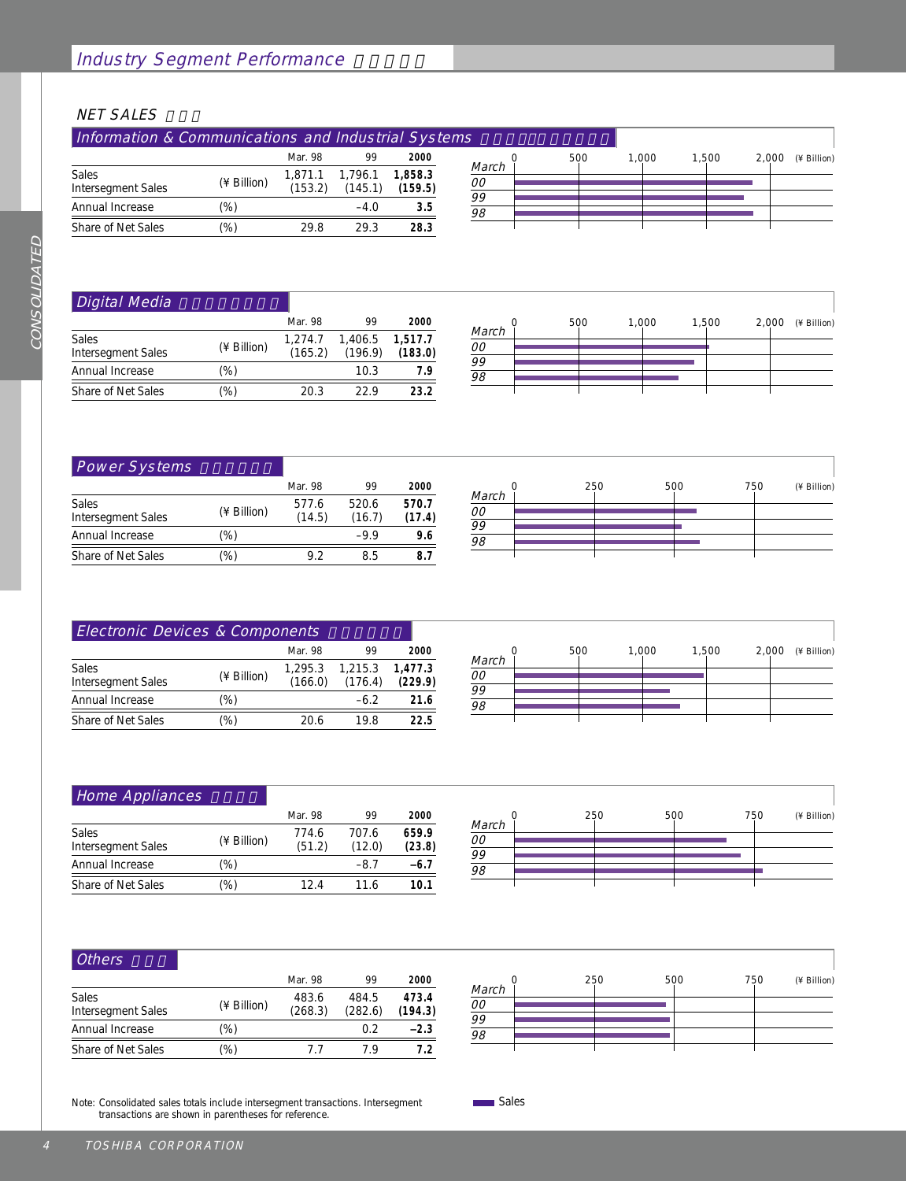# Industry Segment Performance

## NET SALES

### Information & Communications and Industrial Systems

| | | Mar. 98 | 99 | 2000 |
|---|---|---|---|---|
| Sales<br>Intersegment Sales | (¥ Billion) | 1,871.1<br>(153.2) | 1,796.1<br>(145.1) | **1,858.3**<br>**(159.5)** |
| Annual Increase | (%) | | –4.0 | **3.5** |
| Share of Net Sales | (%) | 29.8 | 29.3 | **28.3** |

### Digital Media

| | | Mar. 98 | 99 | 2000 |
|---|---|---|---|---|
| Sales<br>Intersegment Sales | (¥ Billion) | 1,274.7<br>(165.2) | 1,406.5<br>(196.9) | **1,517.7**<br>**(183.0)** |
| Annual Increase | (%) | | 10.3 | **7.9** |
| Share of Net Sales | (%) | 20.3 | 22.9 | **23.2** |

### Power Systems

| | | Mar. 98 | 99 | 2000 |
|---|---|---|---|---|
| Sales<br>Intersegment Sales | (¥ Billion) | 577.6<br>(14.5) | 520.6<br>(16.7) | **570.7**<br>**(17.4)** |
| Annual Increase | (%) | | –9.9 | **9.6** |
| Share of Net Sales | (%) | 9.2 | 8.5 | **8.7** |

### Electronic Devices & Components

| | | Mar. 98 | 99 | 2000 |
|---|---|---|---|---|
| Sales<br>Intersegment Sales | (¥ Billion) | 1,295.3<br>(166.0) | 1,215.3<br>(176.4) | **1,477.3**<br>**(229.9)** |
| Annual Increase | (%) | | –6.2 | **21.6** |
| Share of Net Sales | (%) | 20.6 | 19.8 | **22.5** |

### Home Appliances

| | | Mar. 98 | 99 | 2000 |
|---|---|---|---|---|
| Sales<br>Intersegment Sales | (¥ Billion) | 774.6<br>(51.2) | 707.6<br>(12.0) | **659.9**<br>**(23.8)** |
| Annual Increase | (%) | | –8.7 | **–6.7** |
| Share of Net Sales | (%) | 12.4 | 11.6 | **10.1** |

### Others

| | | Mar. 98 | 99 | 2000 |
|---|---|---|---|---|
| Sales<br>Intersegment Sales | (¥ Billion) | 483.6<br>(268.3) | 484.5<br>(282.6) | **473.4**<br>**(194.3)** |
| Annual Increase | (%) | | 0.2 | **–2.3** |
| Share of Net Sales | (%) | 7.7 | 7.9 | **7.2** |

Note: Consolidated sales totals include intersegment transactions. Intersegment transactions are shown in parentheses for reference.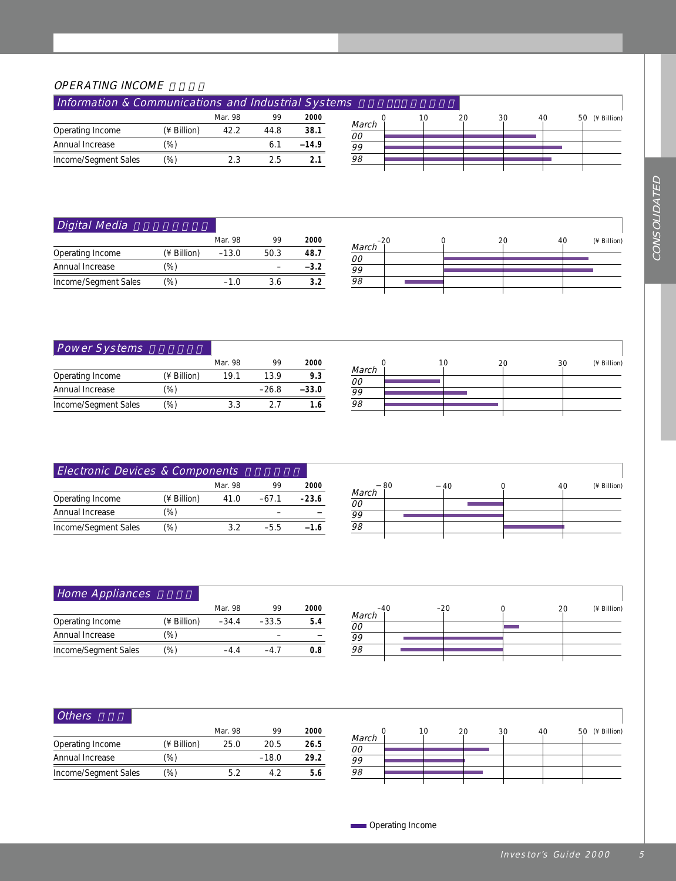## OPERATING INCOME

### Information & Communications and Industrial Systems

| | | Mar. 98 | 99 | 2000 |
|---|---|---|---|---|
| Operating Income | (¥ Billion) | 42.2 | 44.8 | **38.1** |
| Annual Increase | (%) | | 6.1 | **−14.9** |
| Income/Segment Sales | (%) | 2.3 | 2.5 | **2.1** |

### Digital Media

| | | Mar. 98 | 99 | 2000 |
|---|---|---|---|---|
| Operating Income | (¥ Billion) | −13.0 | 50.3 | **48.7** |
| Annual Increase | (%) | | – | **−3.2** |
| Income/Segment Sales | (%) | −1.0 | 3.6 | **3.2** |

### Power Systems

| | | Mar. 98 | 99 | 2000 |
|---|---|---|---|---|
| Operating Income | (¥ Billion) | 19.1 | 13.9 | **9.3** |
| Annual Increase | (%) | | −26.8 | **−33.0** |
| Income/Segment Sales | (%) | 3.3 | 2.7 | **1.6** |

### Electronic Devices & Components

| | | Mar. 98 | 99 | 2000 |
|---|---|---|---|---|
| Operating Income | (¥ Billion) | 41.0 | −67.1 | **−23.6** |
| Annual Increase | (%) | | – | **–** |
| Income/Segment Sales | (%) | 3.2 | −5.5 | **−1.6** |

### Home Appliances

| | | Mar. 98 | 99 | 2000 |
|---|---|---|---|---|
| Operating Income | (¥ Billion) | −34.4 | −33.5 | **5.4** |
| Annual Increase | (%) | | – | **–** |
| Income/Segment Sales | (%) | −4.4 | −4.7 | **0.8** |

### Others

| | | Mar. 98 | 99 | 2000 |
|---|---|---|---|---|
| Operating Income | (¥ Billion) | 25.0 | 20.5 | **26.5** |
| Annual Increase | (%) | | −18.0 | **29.2** |
| Income/Segment Sales | (%) | 5.2 | 4.2 | **5.6** |

Operating Income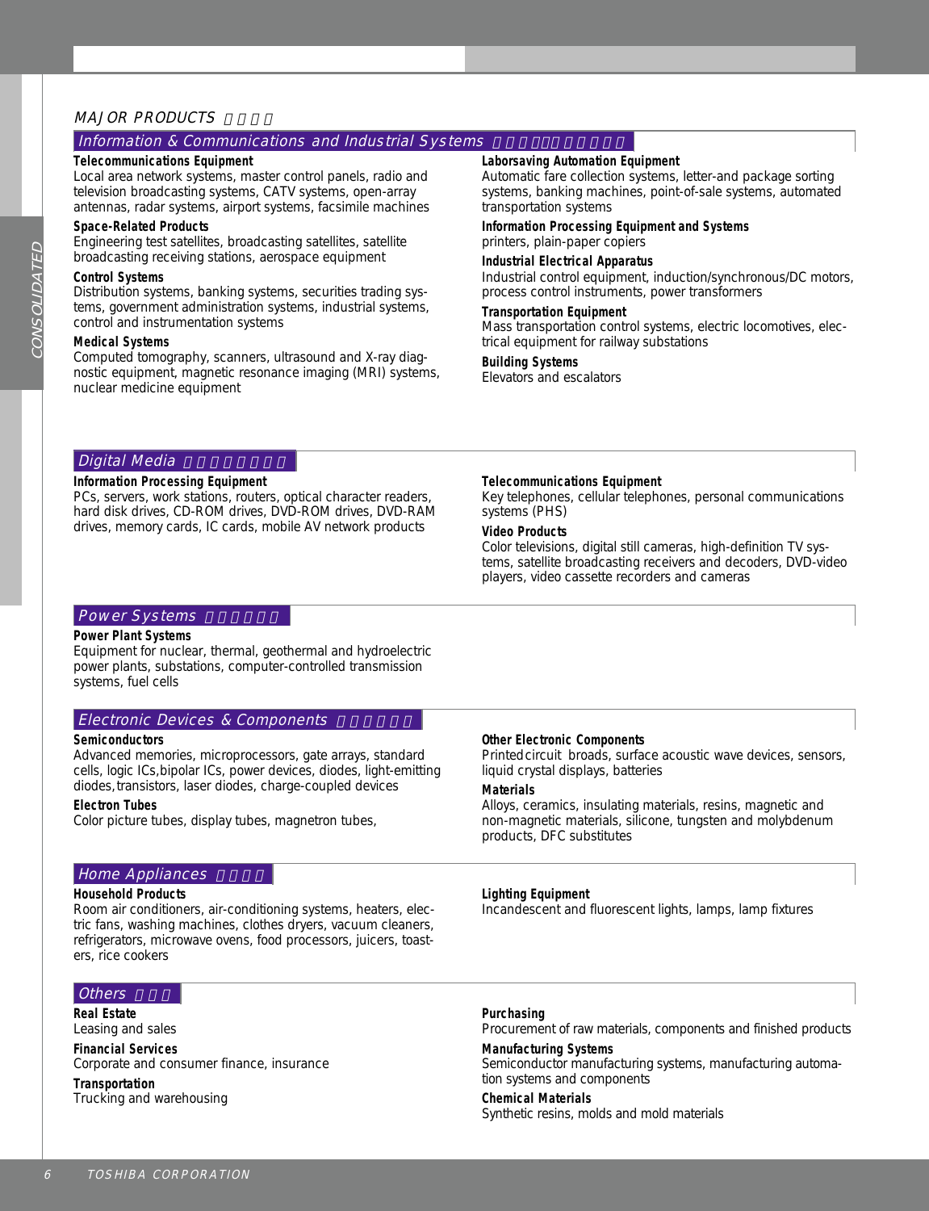## MAJOR PRODUCTS

### Information & Communications and Industrial Systems

**Telecommunications Equipment**
Local area network systems, master control panels, radio and television broadcasting systems, CATV systems, open-array antennas, radar systems, airport systems, facsimile machines

**Space-Related Products**
Engineering test satellites, broadcasting satellites, satellite broadcasting receiving stations, aerospace equipment

**Control Systems**
Distribution systems, banking systems, securities trading systems, government administration systems, industrial systems, control and instrumentation systems

**Medical Systems**
Computed tomography, scanners, ultrasound and X-ray diagnostic equipment, magnetic resonance imaging (MRI) systems, nuclear medicine equipment

**Laborsaving Automation Equipment**
Automatic fare collection systems, letter-and package sorting systems, banking machines, point-of-sale systems, automated transportation systems

**Information Processing Equipment and Systems**
printers, plain-paper copiers

**Industrial Electrical Apparatus**
Industrial control equipment, induction/synchronous/DC motors, process control instruments, power transformers

**Transportation Equipment**
Mass transportation control systems, electric locomotives, electrical equipment for railway substations

**Building Systems**
Elevators and escalators

### Digital Media

**Information Processing Equipment**
PCs, servers, work stations, routers, optical character readers, hard disk drives, CD-ROM drives, DVD-ROM drives, DVD-RAM drives, memory cards, IC cards, mobile AV network products

**Telecommunications Equipment**
Key telephones, cellular telephones, personal communications systems (PHS)

**Video Products**
Color televisions, digital still cameras, high-definition TV systems, satellite broadcasting receivers and decoders, DVD-video players, video cassette recorders and cameras

### Power Systems

**Power Plant Systems**
Equipment for nuclear, thermal, geothermal and hydroelectric power plants, substations, computer-controlled transmission systems, fuel cells

### Electronic Devices & Components

**Semiconductors**
Advanced memories, microprocessors, gate arrays, standard cells, logic ICs,bipolar ICs, power devices, diodes, light-emitting diodes,transistors, laser diodes, charge-coupled devices

**Electron Tubes**
Color picture tubes, display tubes, magnetron tubes,

**Other Electronic Components**
Printedcircuit broads, surface acoustic wave devices, sensors, liquid crystal displays, batteries

**Materials**
Alloys, ceramics, insulating materials, resins, magnetic and non-magnetic materials, silicone, tungsten and molybdenum products, DFC substitutes

### Home Appliances

**Household Products**
Room air conditioners, air-conditioning systems, heaters, electric fans, washing machines, clothes dryers, vacuum cleaners, refrigerators, microwave ovens, food processors, juicers, toasters, rice cookers

**Lighting Equipment**
Incandescent and fluorescent lights, lamps, lamp fixtures

### Others

**Real Estate**
Leasing and sales

**Financial Services**
Corporate and consumer finance, insurance

**Transportation**
Trucking and warehousing

**Purchasing**
Procurement of raw materials, components and finished products

**Manufacturing Systems**
Semiconductor manufacturing systems, manufacturing automation systems and components

**Chemical Materials**
Synthetic resins, molds and mold materials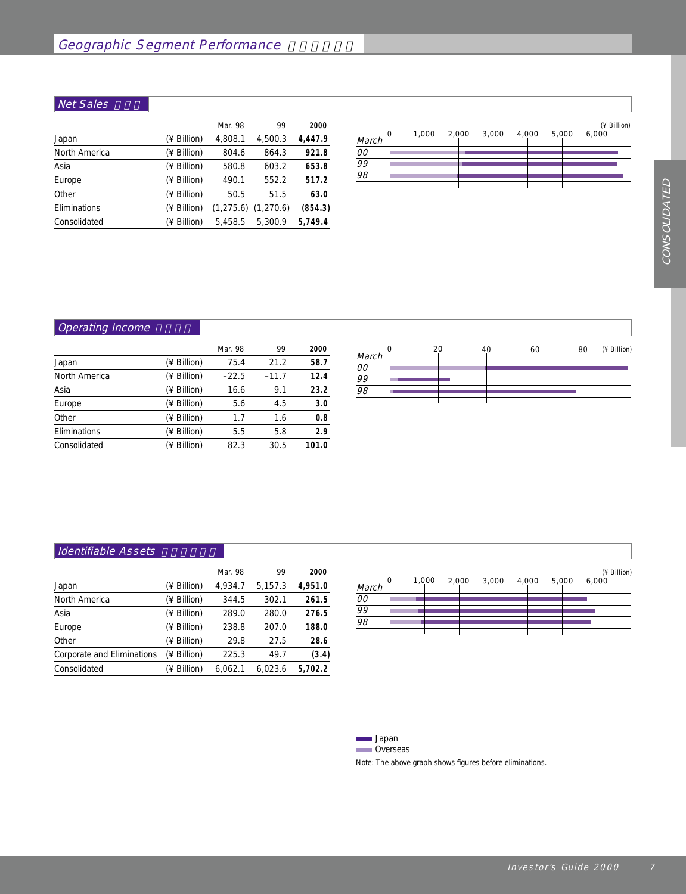# Geographic Segment Performance

## Net Sales

| | | Mar. 98 | 99 | 2000 |
|---|---|---|---|---|
| Japan | (¥ Billion) | 4,808.1 | 4,500.3 | **4,447.9** |
| North America | (¥ Billion) | 804.6 | 864.3 | **921.8** |
| Asia | (¥ Billion) | 580.8 | 603.2 | **653.8** |
| Europe | (¥ Billion) | 490.1 | 552.2 | **517.2** |
| Other | (¥ Billion) | 50.5 | 51.5 | **63.0** |
| Eliminations | (¥ Billion) | (1,275.6) | (1,270.6) | **(854.3)** |
| Consolidated | (¥ Billion) | 5,458.5 | 5,300.9 | **5,749.4** |

## Operating Income

| | | Mar. 98 | 99 | 2000 |
|---|---|---|---|---|
| Japan | (¥ Billion) | 75.4 | 21.2 | **58.7** |
| North America | (¥ Billion) | –22.5 | –11.7 | **12.4** |
| Asia | (¥ Billion) | 16.6 | 9.1 | **23.2** |
| Europe | (¥ Billion) | 5.6 | 4.5 | **3.0** |
| Other | (¥ Billion) | 1.7 | 1.6 | **0.8** |
| Eliminations | (¥ Billion) | 5.5 | 5.8 | **2.9** |
| Consolidated | (¥ Billion) | 82.3 | 30.5 | **101.0** |

## Identifiable Assets

| | | Mar. 98 | 99 | 2000 |
|---|---|---|---|---|
| Japan | (¥ Billion) | 4,934.7 | 5,157.3 | **4,951.0** |
| North America | (¥ Billion) | 344.5 | 302.1 | **261.5** |
| Asia | (¥ Billion) | 289.0 | 280.0 | **276.5** |
| Europe | (¥ Billion) | 238.8 | 207.0 | **188.0** |
| Other | (¥ Billion) | 29.8 | 27.5 | **28.6** |
| Corporate and Eliminations | (¥ Billion) | 225.3 | 49.7 | **(3.4)** |
| Consolidated | (¥ Billion) | 6,062.1 | 6,023.6 | **5,702.2** |

Japan
Overseas

Note: The above graph shows figures before eliminations.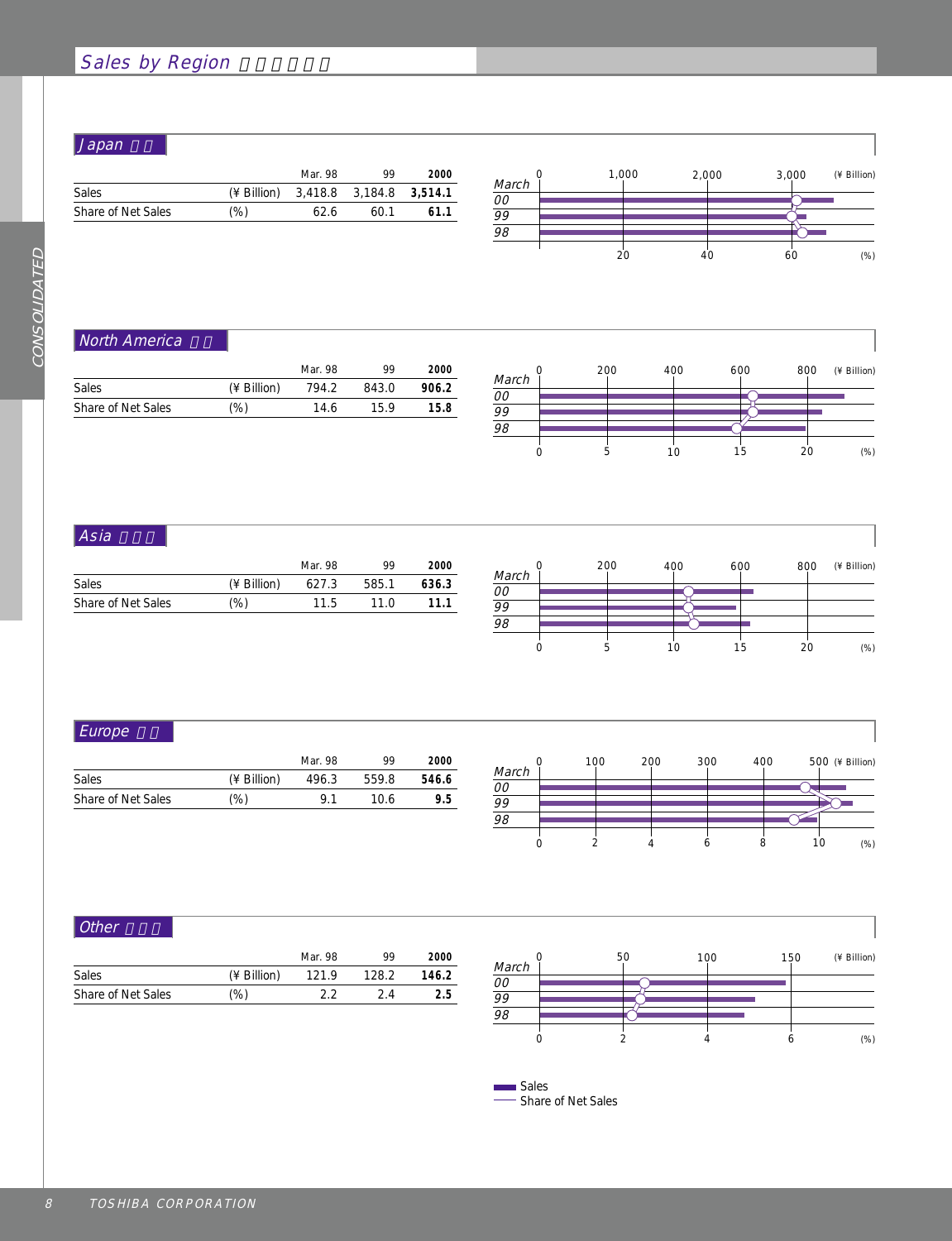# Sales by Region

## Japan

| | | Mar. 98 | 99 | 2000 |
|---|---|---|---|---|
| Sales | (¥ Billion) | 3,418.8 | 3,184.8 | **3,514.1** |
| Share of Net Sales | (%) | 62.6 | 60.1 | **61.1** |

## North America

| | | Mar. 98 | 99 | 2000 |
|---|---|---|---|---|
| Sales | (¥ Billion) | 794.2 | 843.0 | **906.2** |
| Share of Net Sales | (%) | 14.6 | 15.9 | **15.8** |

## Asia

| | | Mar. 98 | 99 | 2000 |
|---|---|---|---|---|
| Sales | (¥ Billion) | 627.3 | 585.1 | **636.3** |
| Share of Net Sales | (%) | 11.5 | 11.0 | **11.1** |

## Europe

| | | Mar. 98 | 99 | 2000 |
|---|---|---|---|---|
| Sales | (¥ Billion) | 496.3 | 559.8 | **546.6** |
| Share of Net Sales | (%) | 9.1 | 10.6 | **9.5** |

## Other

| | | Mar. 98 | 99 | 2000 |
|---|---|---|---|---|
| Sales | (¥ Billion) | 121.9 | 128.2 | **146.2** |
| Share of Net Sales | (%) | 2.2 | 2.4 | **2.5** |

Sales
Share of Net Sales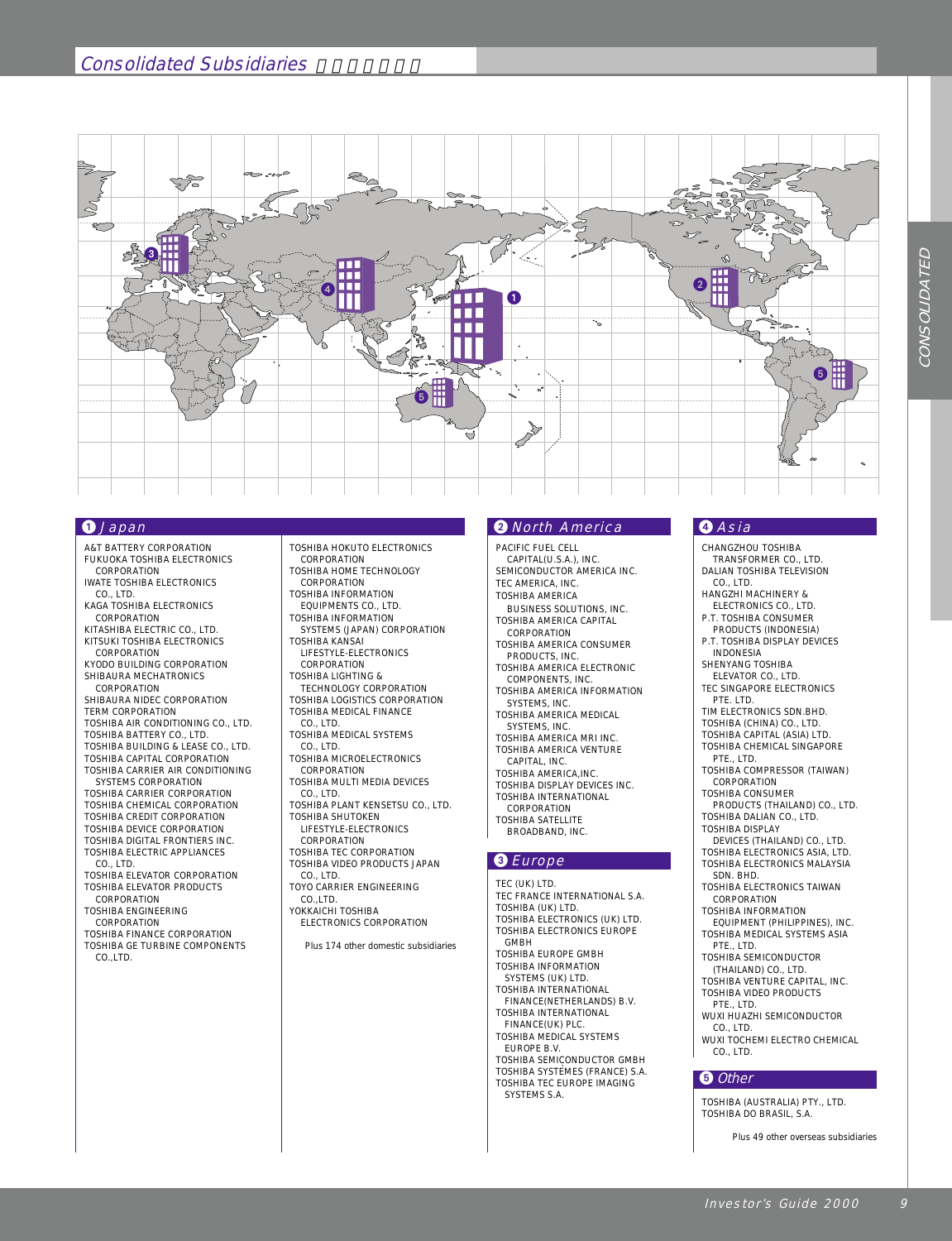# Consolidated Subsidiaries

## ❶ Japan

- A&T BATTERY CORPORATION
- FUKUOKA TOSHIBA ELECTRONICS CORPORATION
- IWATE TOSHIBA ELECTRONICS CO., LTD.
- KAGA TOSHIBA ELECTRONICS CORPORATION
- KITASHIBA ELECTRIC CO., LTD.
- KITSUKI TOSHIBA ELECTRONICS CORPORATION
- KYODO BUILDING CORPORATION
- SHIBAURA MECHATRONICS CORPORATION
- SHIBAURA NIDEC CORPORATION
- TERM CORPORATION
- TOSHIBA AIR CONDITIONING CO., LTD.
- TOSHIBA BATTERY CO., LTD.
- TOSHIBA BUILDING & LEASE CO., LTD.
- TOSHIBA CAPITAL CORPORATION
- TOSHIBA CARRIER AIR CONDITIONING SYSTEMS CORPORATION
- TOSHIBA CARRIER CORPORATION
- TOSHIBA CHEMICAL CORPORATION
- TOSHIBA CREDIT CORPORATION
- TOSHIBA DEVICE CORPORATION
- TOSHIBA DIGITAL FRONTIERS INC.
- TOSHIBA ELECTRIC APPLIANCES CO., LTD.
- TOSHIBA ELEVATOR CORPORATION
- TOSHIBA ELEVATOR PRODUCTS CORPORATION
- TOSHIBA ENGINEERING CORPORATION
- TOSHIBA FINANCE CORPORATION
- TOSHIBA GE TURBINE COMPONENTS CO.,LTD.
- TOSHIBA HOKUTO ELECTRONICS CORPORATION
- TOSHIBA HOME TECHNOLOGY CORPORATION
- TOSHIBA INFORMATION EQUIPMENTS CO., LTD.
- TOSHIBA INFORMATION SYSTEMS (JAPAN) CORPORATION
- TOSHIBA KANSAI LIFESTYLE-ELECTRONICS CORPORATION
- TOSHIBA LIGHTING & TECHNOLOGY CORPORATION
- TOSHIBA LOGISTICS CORPORATION
- TOSHIBA MEDICAL FINANCE CO., LTD.
- TOSHIBA MEDICAL SYSTEMS CO., LTD.
- TOSHIBA MICROELECTRONICS CORPORATION
- TOSHIBA MULTI MEDIA DEVICES CO., LTD.
- TOSHIBA PLANT KENSETSU CO., LTD.
- TOSHIBA SHUTOKEN LIFESTYLE-ELECTRONICS CORPORATION
- TOSHIBA TEC CORPORATION
- TOSHIBA VIDEO PRODUCTS JAPAN CO., LTD.
- TOYO CARRIER ENGINEERING CO.,LTD.
- YOKKAICHI TOSHIBA ELECTRONICS CORPORATION

Plus 174 other domestic subsidiaries

## ❷ North America

- PACIFIC FUEL CELL CAPITAL(U.S.A.), INC.
- SEMICONDUCTOR AMERICA INC.
- TEC AMERICA, INC.
- TOSHIBA AMERICA BUSINESS SOLUTIONS, INC.
- TOSHIBA AMERICA CAPITAL CORPORATION
- TOSHIBA AMERICA CONSUMER PRODUCTS, INC.
- TOSHIBA AMERICA ELECTRONIC COMPONENTS, INC.
- TOSHIBA AMERICA INFORMATION SYSTEMS, INC.
- TOSHIBA AMERICA MEDICAL SYSTEMS, INC.
- TOSHIBA AMERICA MRI INC.
- TOSHIBA AMERICA VENTURE CAPITAL, INC.
- TOSHIBA AMERICA,INC.
- TOSHIBA DISPLAY DEVICES INC.
- TOSHIBA INTERNATIONAL CORPORATION
- TOSHIBA SATELLITE BROADBAND, INC.

## ❸ Europe

- TEC (UK) LTD.
- TEC FRANCE INTERNATIONAL S.A.
- TOSHIBA (UK) LTD.
- TOSHIBA ELECTRONICS (UK) LTD.
- TOSHIBA ELECTRONICS EUROPE GMBH
- TOSHIBA EUROPE GMBH
- TOSHIBA INFORMATION SYSTEMS (UK) LTD.
- TOSHIBA INTERNATIONAL FINANCE(NETHERLANDS) B.V.
- TOSHIBA INTERNATIONAL FINANCE(UK) PLC.
- TOSHIBA MEDICAL SYSTEMS EUROPE B.V.
- TOSHIBA SEMICONDUCTOR GMBH
- TOSHIBA SYSTÈMES (FRANCE) S.A.
- TOSHIBA TEC EUROPE IMAGING SYSTEMS S.A.

## ❹ Asia

- CHANGZHOU TOSHIBA TRANSFORMER CO., LTD.
- DALIAN TOSHIBA TELEVISION CO., LTD.
- HANGZHI MACHINERY & ELECTRONICS CO., LTD.
- P.T. TOSHIBA CONSUMER PRODUCTS (INDONESIA)
- P.T. TOSHIBA DISPLAY DEVICES INDONESIA
- SHENYANG TOSHIBA ELEVATOR CO., LTD.
- TEC SINGAPORE ELECTRONICS PTE. LTD.
- TIM ELECTRONICS SDN.BHD.
- TOSHIBA (CHINA) CO., LTD.
- TOSHIBA CAPITAL (ASIA) LTD.
- TOSHIBA CHEMICAL SINGAPORE PTE., LTD.
- TOSHIBA COMPRESSOR (TAIWAN) CORPORATION
- TOSHIBA CONSUMER PRODUCTS (THAILAND) CO., LTD.
- TOSHIBA DALIAN CO., LTD.
- TOSHIBA DISPLAY DEVICES (THAILAND) CO., LTD.
- TOSHIBA ELECTRONICS ASIA, LTD.
- TOSHIBA ELECTRONICS MALAYSIA SDN. BHD.
- TOSHIBA ELECTRONICS TAIWAN CORPORATION
- TOSHIBA INFORMATION EQUIPMENT (PHILIPPINES), INC.
- TOSHIBA MEDICAL SYSTEMS ASIA PTE., LTD.
- TOSHIBA SEMICONDUCTOR (THAILAND) CO., LTD.
- TOSHIBA VENTURE CAPITAL, INC.
- TOSHIBA VIDEO PRODUCTS PTE., LTD.
- WUXI HUAZHI SEMICONDUCTOR CO., LTD.
- WUXI TOCHEMI ELECTRO CHEMICAL CO., LTD.

## ❺ Other

- TOSHIBA (AUSTRALIA) PTY., LTD.
- TOSHIBA DO BRASIL, S.A.

Plus 49 other overseas subsidiaries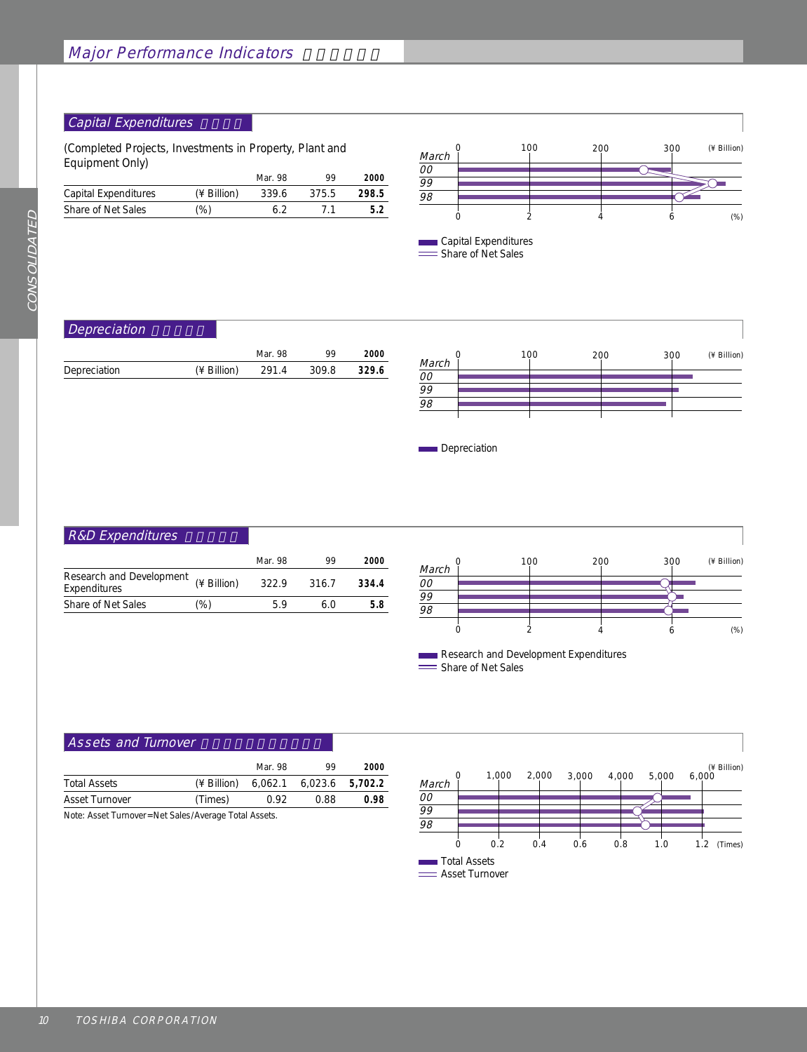# Major Performance Indicators

## Capital Expenditures

(Completed Projects, Investments in Property, Plant and Equipment Only)

| | | Mar. 98 | 99 | 2000 |
|---|---|---|---|---|
| Capital Expenditures | (¥ Billion) | 339.6 | 375.5 | **298.5** |
| Share of Net Sales | (%) | 6.2 | 7.1 | **5.2** |

Capital Expenditures
Share of Net Sales

## Depreciation

| | | Mar. 98 | 99 | 2000 |
|---|---|---|---|---|
| Depreciation | (¥ Billion) | 291.4 | 309.8 | **329.6** |

Depreciation

## R&D Expenditures

| | | Mar. 98 | 99 | 2000 |
|---|---|---|---|---|
| Research and Development Expenditures | (¥ Billion) | 322.9 | 316.7 | **334.4** |
| Share of Net Sales | (%) | 5.9 | 6.0 | **5.8** |

Research and Development Expenditures
Share of Net Sales

## Assets and Turnover

| | | Mar. 98 | 99 | 2000 |
|---|---|---|---|---|
| Total Assets | (¥ Billion) | 6,062.1 | 6,023.6 | **5,702.2** |
| Asset Turnover | (Times) | 0.92 | 0.88 | **0.98** |

Note: Asset Turnover=Net Sales/Average Total Assets.

Total Assets
Asset Turnover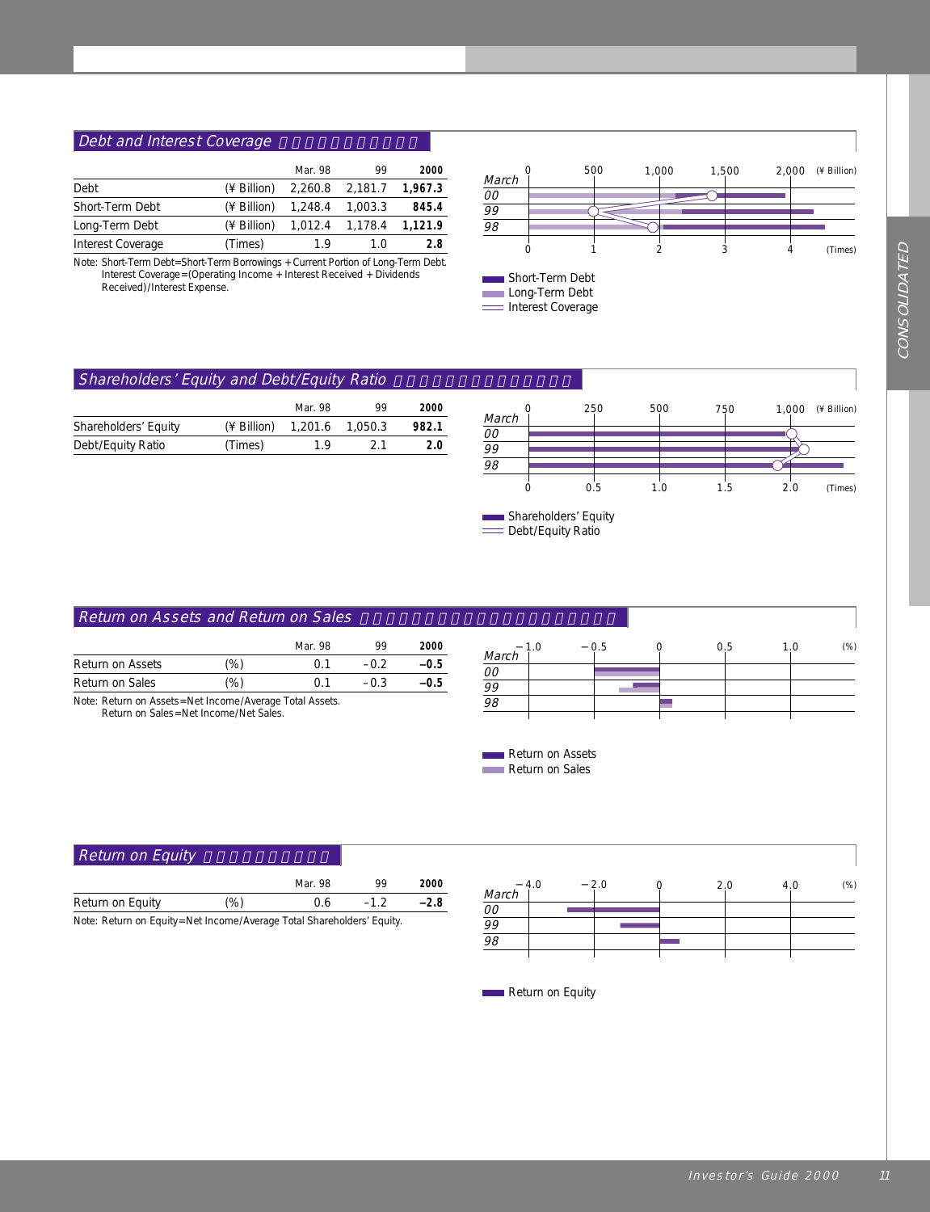## Debt and Interest Coverage

| | | Mar. 98 | 99 | 2000 |
|---|---|---|---|---|
| Debt | (¥ Billion) | 2,260.8 | 2,181.7 | **1,967.3** |
| Short-Term Debt | (¥ Billion) | 1,248.4 | 1,003.3 | **845.4** |
| Long-Term Debt | (¥ Billion) | 1,012.4 | 1,178.4 | **1,121.9** |
| Interest Coverage | (Times) | 1.9 | 1.0 | **2.8** |

Note: Short-Term Debt=Short-Term Borrowings + Current Portion of Long-Term Debt.
Interest Coverage=(Operating Income + Interest Received + Dividends Received)/Interest Expense.

## Shareholders' Equity and Debt/Equity Ratio

| | | Mar. 98 | 99 | 2000 |
|---|---|---|---|---|
| Shareholders' Equity | (¥ Billion) | 1,201.6 | 1,050.3 | **982.1** |
| Debt/Equity Ratio | (Times) | 1.9 | 2.1 | **2.0** |

## Return on Assets and Return on Sales

| | | Mar. 98 | 99 | 2000 |
|---|---|---|---|---|
| Return on Assets | (%) | 0.1 | –0.2 | **–0.5** |
| Return on Sales | (%) | 0.1 | –0.3 | **–0.5** |

Note: Return on Assets=Net Income/Average Total Assets.
Return on Sales=Net Income/Net Sales.

## Return on Equity

| | | Mar. 98 | 99 | 2000 |
|---|---|---|---|---|
| Return on Equity | (%) | 0.6 | –1.2 | **–2.8** |

Note: Return on Equity=Net Income/Average Total Shareholders' Equity.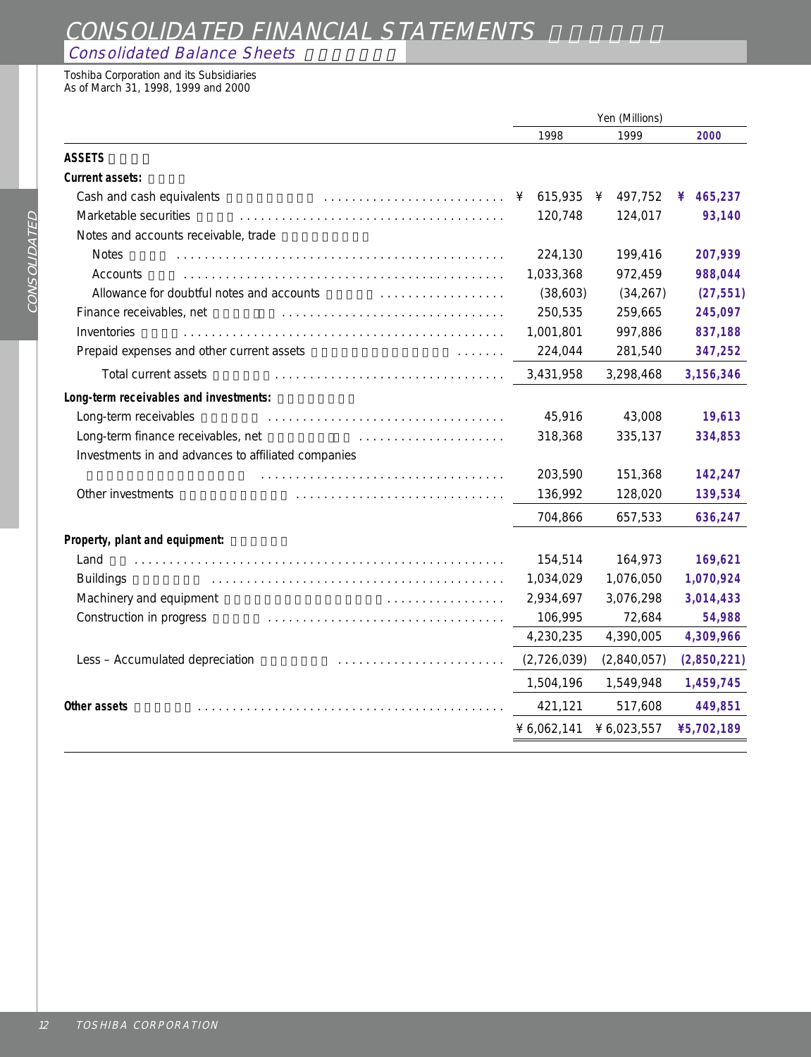# CONSOLIDATED FINANCIAL STATEMENTS

## Consolidated Balance Sheets

Toshiba Corporation and its Subsidiaries
As of March 31, 1998, 1999 and 2000

| | Yen (Millions) | | |
|---|---|---|---|
| | 1998 | 1999 | **2000** |
| **ASSETS** | | | |
| **Current assets:** | | | |
| Cash and cash equivalents | ¥ 615,935 | ¥ 497,752 | **¥ 465,237** |
| Marketable securities | 120,748 | 124,017 | **93,140** |
| Notes and accounts receivable, trade | | | |
| Notes | 224,130 | 199,416 | **207,939** |
| Accounts | 1,033,368 | 972,459 | **988,044** |
| Allowance for doubtful notes and accounts | (38,603) | (34,267) | **(27,551)** |
| Finance receivables, net | 250,535 | 259,665 | **245,097** |
| Inventories | 1,001,801 | 997,886 | **837,188** |
| Prepaid expenses and other current assets | 224,044 | 281,540 | **347,252** |
| Total current assets | 3,431,958 | 3,298,468 | **3,156,346** |
| **Long-term receivables and investments:** | | | |
| Long-term receivables | 45,916 | 43,008 | **19,613** |
| Long-term finance receivables, net | 318,368 | 335,137 | **334,853** |
| Investments in and advances to affiliated companies | 203,590 | 151,368 | **142,247** |
| Other investments | 136,992 | 128,020 | **139,534** |
| | 704,866 | 657,533 | **636,247** |
| **Property, plant and equipment:** | | | |
| Land | 154,514 | 164,973 | **169,621** |
| Buildings | 1,034,029 | 1,076,050 | **1,070,924** |
| Machinery and equipment | 2,934,697 | 3,076,298 | **3,014,433** |
| Construction in progress | 106,995 | 72,684 | **54,988** |
| | 4,230,235 | 4,390,005 | **4,309,966** |
| Less – Accumulated depreciation | (2,726,039) | (2,840,057) | **(2,850,221)** |
| | 1,504,196 | 1,549,948 | **1,459,745** |
| **Other assets** | 421,121 | 517,608 | **449,851** |
| | ¥ 6,062,141 | ¥ 6,023,557 | **¥5,702,189** |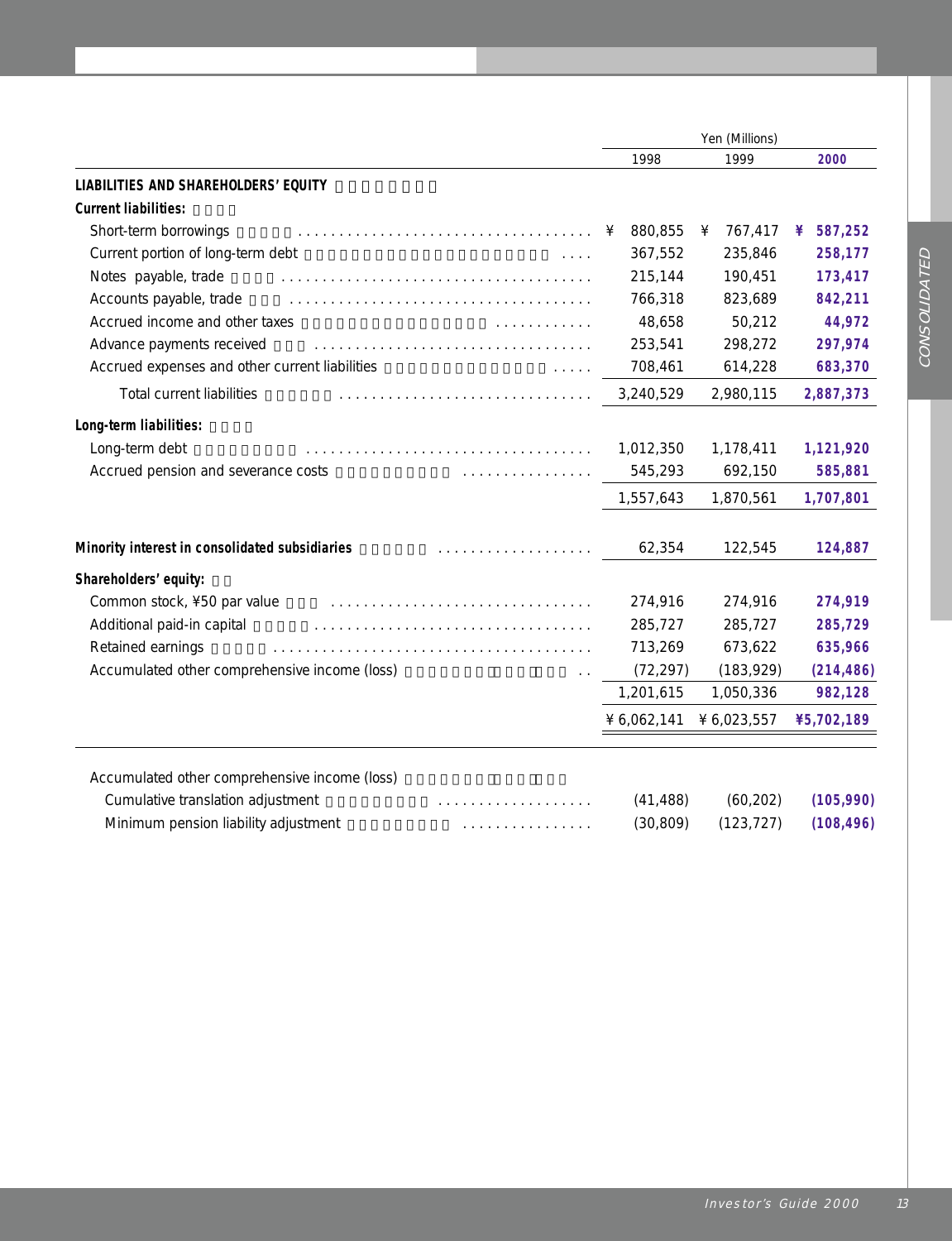| | Yen (Millions) | | |
|---|---|---|---|
| | 1998 | 1999 | **2000** |
| **LIABILITIES AND SHAREHOLDERS' EQUITY** | | | |
| **Current liabilities:** | | | |
| Short-term borrowings | ¥ 880,855 | ¥ 767,417 | **¥ 587,252** |
| Current portion of long-term debt | 367,552 | 235,846 | **258,177** |
| Notes payable, trade | 215,144 | 190,451 | **173,417** |
| Accounts payable, trade | 766,318 | 823,689 | **842,211** |
| Accrued income and other taxes | 48,658 | 50,212 | **44,972** |
| Advance payments received | 253,541 | 298,272 | **297,974** |
| Accrued expenses and other current liabilities | 708,461 | 614,228 | **683,370** |
| Total current liabilities | 3,240,529 | 2,980,115 | **2,887,373** |
| **Long-term liabilities:** | | | |
| Long-term debt | 1,012,350 | 1,178,411 | **1,121,920** |
| Accrued pension and severance costs | 545,293 | 692,150 | **585,881** |
| | 1,557,643 | 1,870,561 | **1,707,801** |
| **Minority interest in consolidated subsidiaries** | 62,354 | 122,545 | **124,887** |
| **Shareholders' equity:** | | | |
| Common stock, ¥50 par value | 274,916 | 274,916 | **274,919** |
| Additional paid-in capital | 285,727 | 285,727 | **285,729** |
| Retained earnings | 713,269 | 673,622 | **635,966** |
| Accumulated other comprehensive income (loss) | (72,297) | (183,929) | **(214,486)** |
| | 1,201,615 | 1,050,336 | **982,128** |
| | ¥ 6,062,141 | ¥ 6,023,557 | **¥5,702,189** |

| | | | |
|---|---|---|---|
| Accumulated other comprehensive income (loss) | | | |
| Cumulative translation adjustment | (41,488) | (60,202) | **(105,990)** |
| Minimum pension liability adjustment | (30,809) | (123,727) | **(108,496)** |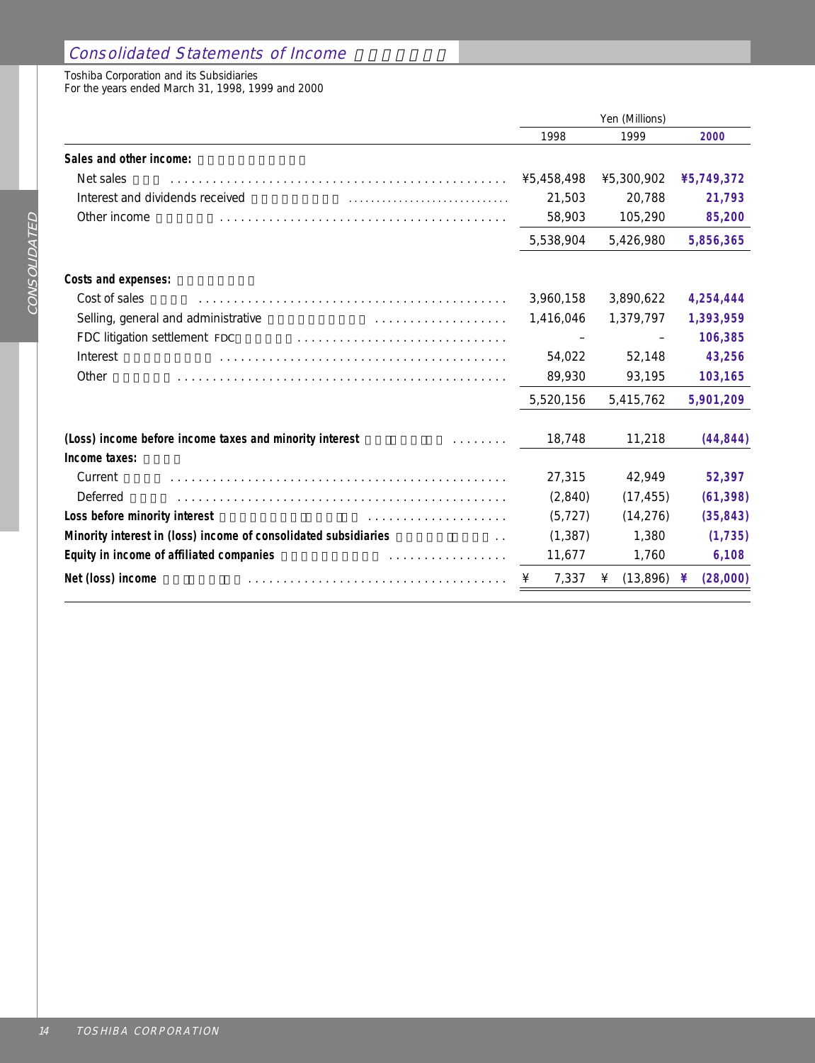## Consolidated Statements of Income

Toshiba Corporation and its Subsidiaries
For the years ended March 31, 1998, 1999 and 2000

| | Yen (Millions) | | |
|---|---|---|---|
| | 1998 | 1999 | **2000** |
| **Sales and other income:** | | | |
| Net sales | ¥5,458,498 | ¥5,300,902 | **¥5,749,372** |
| Interest and dividends received | 21,503 | 20,788 | **21,793** |
| Other income | 58,903 | 105,290 | **85,200** |
| | 5,538,904 | 5,426,980 | **5,856,365** |
| **Costs and expenses:** | | | |
| Cost of sales | 3,960,158 | 3,890,622 | **4,254,444** |
| Selling, general and administrative | 1,416,046 | 1,379,797 | **1,393,959** |
| FDC litigation settlement FDC | – | – | **106,385** |
| Interest | 54,022 | 52,148 | **43,256** |
| Other | 89,930 | 93,195 | **103,165** |
| | 5,520,156 | 5,415,762 | **5,901,209** |
| **(Loss) income before income taxes and minority interest** | 18,748 | 11,218 | **(44,844)** |
| **Income taxes:** | | | |
| Current | 27,315 | 42,949 | **52,397** |
| Deferred | (2,840) | (17,455) | **(61,398)** |
| **Loss before minority interest** | (5,727) | (14,276) | **(35,843)** |
| **Minority interest in (loss) income of consolidated subsidiaries** | (1,387) | 1,380 | **(1,735)** |
| **Equity in income of affiliated companies** | 11,677 | 1,760 | **6,108** |
| **Net (loss) income** | ¥ 7,337 | ¥ (13,896) | **¥ (28,000)** |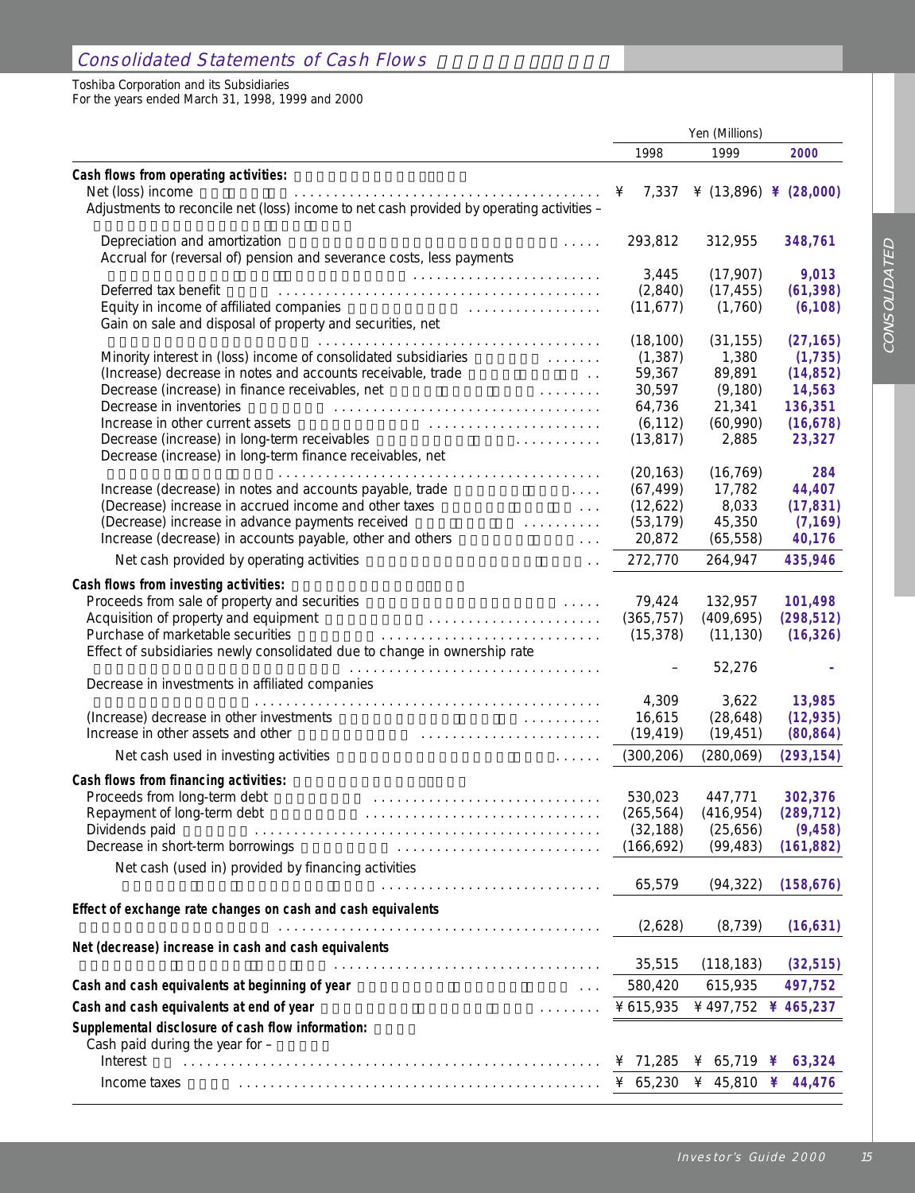## Consolidated Statements of Cash Flows

Toshiba Corporation and its Subsidiaries
For the years ended March 31, 1998, 1999 and 2000

| | Yen (Millions) | | |
|---|---|---|---|
| | 1998 | 1999 | 2000 |
| **Cash flows from operating activities:** | | | |
| Net (loss) income | ¥ 7,337 | ¥ (13,896) | **¥ (28,000)** |
| Adjustments to reconcile net (loss) income to net cash provided by operating activities – | | | |
| Depreciation and amortization | 293,812 | 312,955 | **348,761** |
| Accrual for (reversal of) pension and severance costs, less payments | 3,445 | (17,907) | **9,013** |
| Deferred tax benefit | (2,840) | (17,455) | **(61,398)** |
| Equity in income of affiliated companies | (11,677) | (1,760) | **(6,108)** |
| Gain on sale and disposal of property and securities, net | (18,100) | (31,155) | **(27,165)** |
| Minority interest in (loss) income of consolidated subsidiaries | (1,387) | 1,380 | **(1,735)** |
| (Increase) decrease in notes and accounts receivable, trade | 59,367 | 89,891 | **(14,852)** |
| Decrease (increase) in finance receivables, net | 30,597 | (9,180) | **14,563** |
| Decrease in inventories | 64,736 | 21,341 | **136,351** |
| Increase in other current assets | (6,112) | (60,990) | **(16,678)** |
| Decrease (increase) in long-term receivables | (13,817) | 2,885 | **23,327** |
| Decrease (increase) in long-term finance receivables, net | (20,163) | (16,769) | **284** |
| Increase (decrease) in notes and accounts payable, trade | (67,499) | 17,782 | **44,407** |
| (Decrease) increase in accrued income and other taxes | (12,622) | 8,033 | **(17,831)** |
| (Decrease) increase in advance payments received | (53,179) | 45,350 | **(7,169)** |
| Increase (decrease) in accounts payable, other and others | 20,872 | (65,558) | **40,176** |
| Net cash provided by operating activities | 272,770 | 264,947 | **435,946** |
| **Cash flows from investing activities:** | | | |
| Proceeds from sale of property and securities | 79,424 | 132,957 | **101,498** |
| Acquisition of property and equipment | (365,757) | (409,695) | **(298,512)** |
| Purchase of marketable securities | (15,378) | (11,130) | **(16,326)** |
| Effect of subsidiaries newly consolidated due to change in ownership rate | – | 52,276 | **-** |
| Decrease in investments in affiliated companies | 4,309 | 3,622 | **13,985** |
| (Increase) decrease in other investments | 16,615 | (28,648) | **(12,935)** |
| Increase in other assets and other | (19,419) | (19,451) | **(80,864)** |
| Net cash used in investing activities | (300,206) | (280,069) | **(293,154)** |
| **Cash flows from financing activities:** | | | |
| Proceeds from long-term debt | 530,023 | 447,771 | **302,376** |
| Repayment of long-term debt | (265,564) | (416,954) | **(289,712)** |
| Dividends paid | (32,188) | (25,656) | **(9,458)** |
| Decrease in short-term borrowings | (166,692) | (99,483) | **(161,882)** |
| Net cash (used in) provided by financing activities | 65,579 | (94,322) | **(158,676)** |
| **Effect of exchange rate changes on cash and cash equivalents** | (2,628) | (8,739) | **(16,631)** |
| **Net (decrease) increase in cash and cash equivalents** | 35,515 | (118,183) | **(32,515)** |
| **Cash and cash equivalents at beginning of year** | 580,420 | 615,935 | **497,752** |
| **Cash and cash equivalents at end of year** | ¥ 615,935 | ¥ 497,752 | **¥ 465,237** |
| **Supplemental disclosure of cash flow information:** | | | |
| Cash paid during the year for – | | | |
| Interest | ¥ 71,285 | ¥ 65,719 | **¥ 63,324** |
| Income taxes | ¥ 65,230 | ¥ 45,810 | **¥ 44,476** |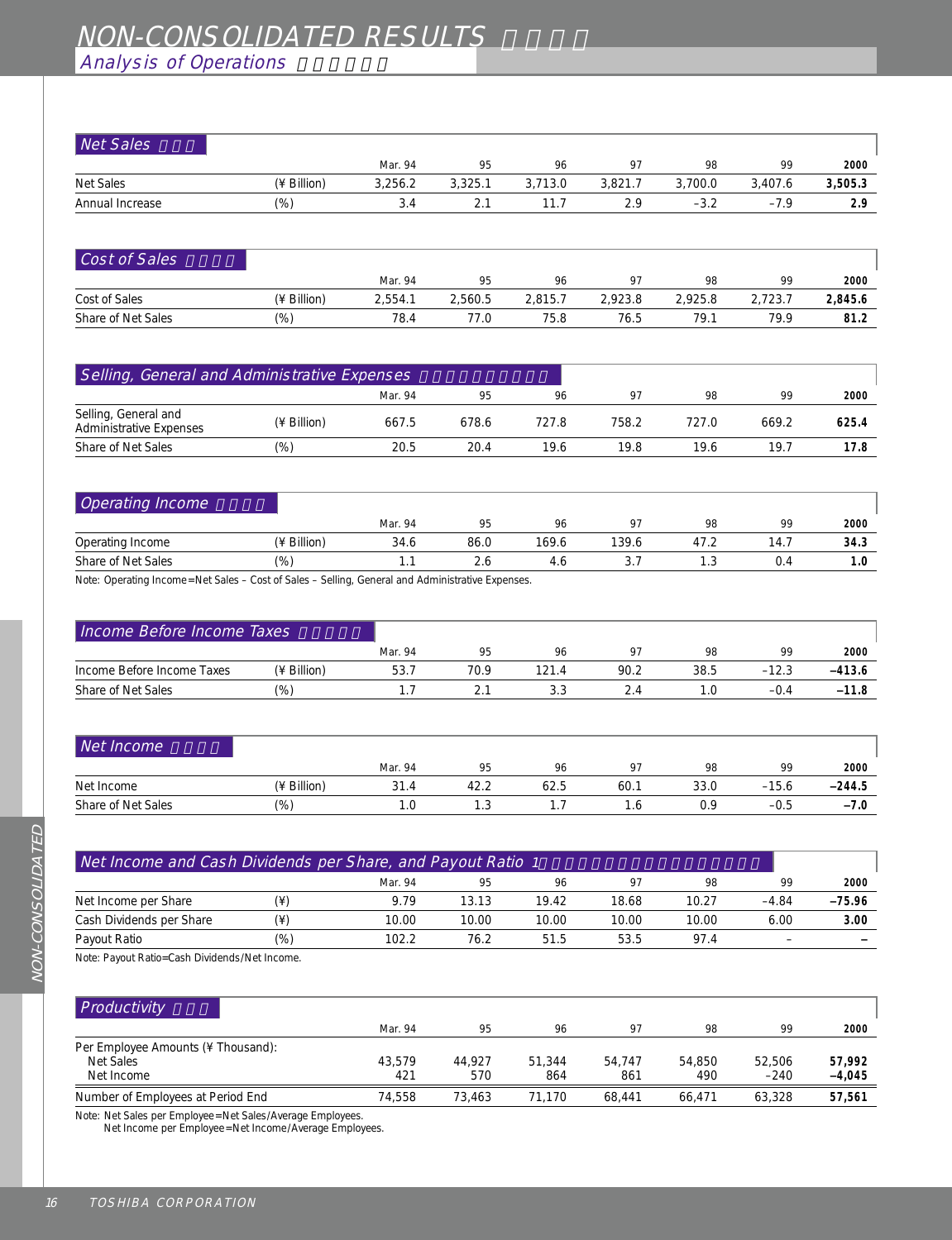# NON-CONSOLIDATED RESULTS

## Analysis of Operations

### Net Sales

| | | Mar. 94 | 95 | 96 | 97 | 98 | 99 | 2000 |
|---|---|---|---|---|---|---|---|---|
| Net Sales | (¥ Billion) | 3,256.2 | 3,325.1 | 3,713.0 | 3,821.7 | 3,700.0 | 3,407.6 | **3,505.3** |
| Annual Increase | (%) | 3.4 | 2.1 | 11.7 | 2.9 | –3.2 | –7.9 | **2.9** |

### Cost of Sales

| | | Mar. 94 | 95 | 96 | 97 | 98 | 99 | 2000 |
|---|---|---|---|---|---|---|---|---|
| Cost of Sales | (¥ Billion) | 2,554.1 | 2,560.5 | 2,815.7 | 2,923.8 | 2,925.8 | 2,723.7 | **2,845.6** |
| Share of Net Sales | (%) | 78.4 | 77.0 | 75.8 | 76.5 | 79.1 | 79.9 | **81.2** |

### Selling, General and Administrative Expenses

| | | Mar. 94 | 95 | 96 | 97 | 98 | 99 | 2000 |
|---|---|---|---|---|---|---|---|---|
| Selling, General and Administrative Expenses | (¥ Billion) | 667.5 | 678.6 | 727.8 | 758.2 | 727.0 | 669.2 | **625.4** |
| Share of Net Sales | (%) | 20.5 | 20.4 | 19.6 | 19.8 | 19.6 | 19.7 | **17.8** |

### Operating Income

| | | Mar. 94 | 95 | 96 | 97 | 98 | 99 | 2000 |
|---|---|---|---|---|---|---|---|---|
| Operating Income | (¥ Billion) | 34.6 | 86.0 | 169.6 | 139.6 | 47.2 | 14.7 | **34.3** |
| Share of Net Sales | (%) | 1.1 | 2.6 | 4.6 | 3.7 | 1.3 | 0.4 | **1.0** |

Note: Operating Income=Net Sales – Cost of Sales – Selling, General and Administrative Expenses.

### Income Before Income Taxes

| | | Mar. 94 | 95 | 96 | 97 | 98 | 99 | 2000 |
|---|---|---|---|---|---|---|---|---|
| Income Before Income Taxes | (¥ Billion) | 53.7 | 70.9 | 121.4 | 90.2 | 38.5 | –12.3 | **–413.6** |
| Share of Net Sales | (%) | 1.7 | 2.1 | 3.3 | 2.4 | 1.0 | –0.4 | **–11.8** |

### Net Income

| | | Mar. 94 | 95 | 96 | 97 | 98 | 99 | 2000 |
|---|---|---|---|---|---|---|---|---|
| Net Income | (¥ Billion) | 31.4 | 42.2 | 62.5 | 60.1 | 33.0 | –15.6 | **–244.5** |
| Share of Net Sales | (%) | 1.0 | 1.3 | 1.7 | 1.6 | 0.9 | –0.5 | **–7.0** |

### Net Income and Cash Dividends per Share, and Payout Ratio

| | | Mar. 94 | 95 | 96 | 97 | 98 | 99 | 2000 |
|---|---|---|---|---|---|---|---|---|
| Net Income per Share | (¥) | 9.79 | 13.13 | 19.42 | 18.68 | 10.27 | –4.84 | **–75.96** |
| Cash Dividends per Share | (¥) | 10.00 | 10.00 | 10.00 | 10.00 | 10.00 | 6.00 | **3.00** |
| Payout Ratio | (%) | 102.2 | 76.2 | 51.5 | 53.5 | 97.4 | – | **–** |

Note: Payout Ratio=Cash Dividends/Net Income.

### Productivity

| | Mar. 94 | 95 | 96 | 97 | 98 | 99 | 2000 |
|---|---|---|---|---|---|---|---|
| Per Employee Amounts (¥ Thousand): | | | | | | | |
| Net Sales | 43,579 | 44,927 | 51,344 | 54,747 | 54,850 | 52,506 | **57,992** |
| Net Income | 421 | 570 | 864 | 861 | 490 | –240 | **–4,045** |
| Number of Employees at Period End | 74,558 | 73,463 | 71,170 | 68,441 | 66,471 | 63,328 | **57,561** |

Note: Net Sales per Employee=Net Sales/Average Employees.
Net Income per Employee=Net Income/Average Employees.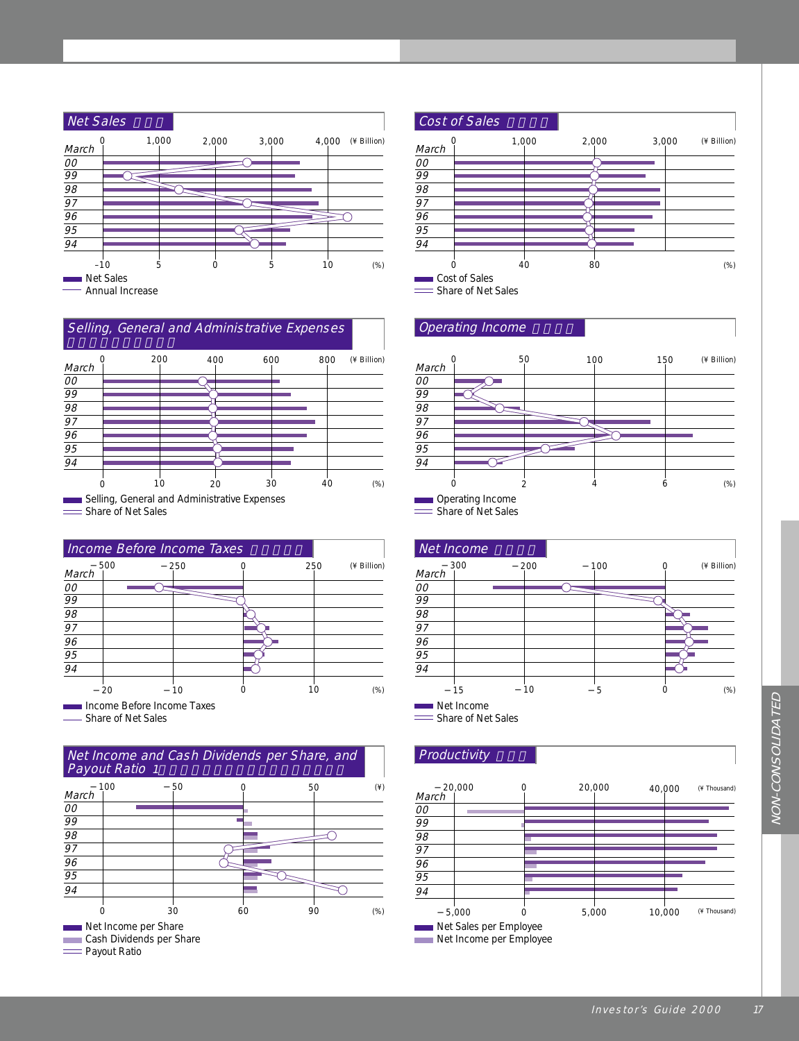## Net Sales

March | 0 | 1,000 | 2,000 | 3,000 | 4,000 (¥ Billion)

00, 99, 98, 97, 96, 95, 94

–10 | 5 | 0 | 5 | 10 (%)

Net Sales
Annual Increase

## Cost of Sales

March | 0 | 1,000 | 2,000 | 3,000 (¥ Billion)

00, 99, 98, 97, 96, 95, 94

0 | 40 | 80 (%)

Cost of Sales
Share of Net Sales

## Selling, General and Administrative Expenses

March | 0 | 200 | 400 | 600 | 800 (¥ Billion)

00, 99, 98, 97, 96, 95, 94

0 | 10 | 20 | 30 | 40 (%)

Selling, General and Administrative Expenses
Share of Net Sales

## Operating Income

March | 0 | 50 | 100 | 150 (¥ Billion)

00, 99, 98, 97, 96, 95, 94

0 | 2 | 4 | 6 (%)

Operating Income
Share of Net Sales

## Income Before Income Taxes

March | –500 | –250 | 0 | 250 (¥ Billion)

00, 99, 98, 97, 96, 95, 94

–20 | –10 | 0 | 10 (%)

Income Before Income Taxes
Share of Net Sales

## Net Income

March | –300 | –200 | –100 | 0 (¥ Billion)

00, 99, 98, 97, 96, 95, 94

–15 | –10 | –5 | 0 (%)

Net Income
Share of Net Sales

## Net Income and Cash Dividends per Share, and Payout Ratio 1

March | –100 | –50 | 0 | 50 (¥)

00, 99, 98, 97, 96, 95, 94

0 | 30 | 60 | 90 (%)

Net Income per Share
Cash Dividends per Share
Payout Ratio

## Productivity

March | –20,000 | 0 | 20,000 | 40,000 (¥ Thousand)

00, 99, 98, 97, 96, 95, 94

–5,000 | 0 | 5,000 | 10,000 (¥ Thousand)

Net Sales per Employee
Net Income per Employee

NON-CONSOLIDATED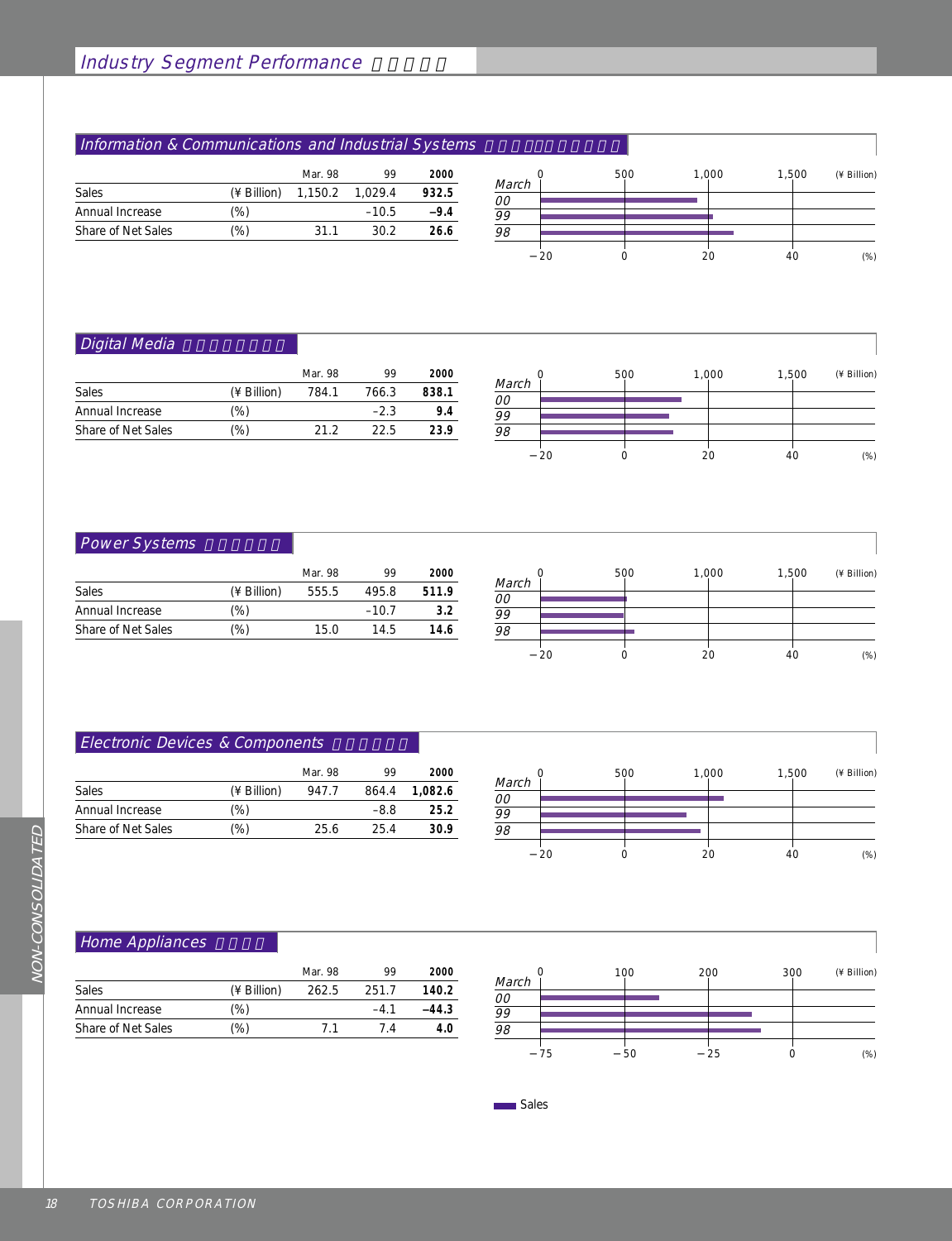# Industry Segment Performance

## Information & Communications and Industrial Systems

| | | Mar. 98 | 99 | 2000 |
|---|---|---|---|---|
| Sales | (¥ Billion) | 1,150.2 | 1,029.4 | **932.5** |
| Annual Increase | (%) | | –10.5 | **–9.4** |
| Share of Net Sales | (%) | 31.1 | 30.2 | **26.6** |

## Digital Media

| | | Mar. 98 | 99 | 2000 |
|---|---|---|---|---|
| Sales | (¥ Billion) | 784.1 | 766.3 | **838.1** |
| Annual Increase | (%) | | –2.3 | **9.4** |
| Share of Net Sales | (%) | 21.2 | 22.5 | **23.9** |

## Power Systems

| | | Mar. 98 | 99 | 2000 |
|---|---|---|---|---|
| Sales | (¥ Billion) | 555.5 | 495.8 | **511.9** |
| Annual Increase | (%) | | –10.7 | **3.2** |
| Share of Net Sales | (%) | 15.0 | 14.5 | **14.6** |

## Electronic Devices & Components

| | | Mar. 98 | 99 | 2000 |
|---|---|---|---|---|
| Sales | (¥ Billion) | 947.7 | 864.4 | **1,082.6** |
| Annual Increase | (%) | | –8.8 | **25.2** |
| Share of Net Sales | (%) | 25.6 | 25.4 | **30.9** |

## Home Appliances

| | | Mar. 98 | 99 | 2000 |
|---|---|---|---|---|
| Sales | (¥ Billion) | 262.5 | 251.7 | **140.2** |
| Annual Increase | (%) | | –4.1 | **–44.3** |
| Share of Net Sales | (%) | 7.1 | 7.4 | **4.0** |

Sales

NON-CONSOLIDATED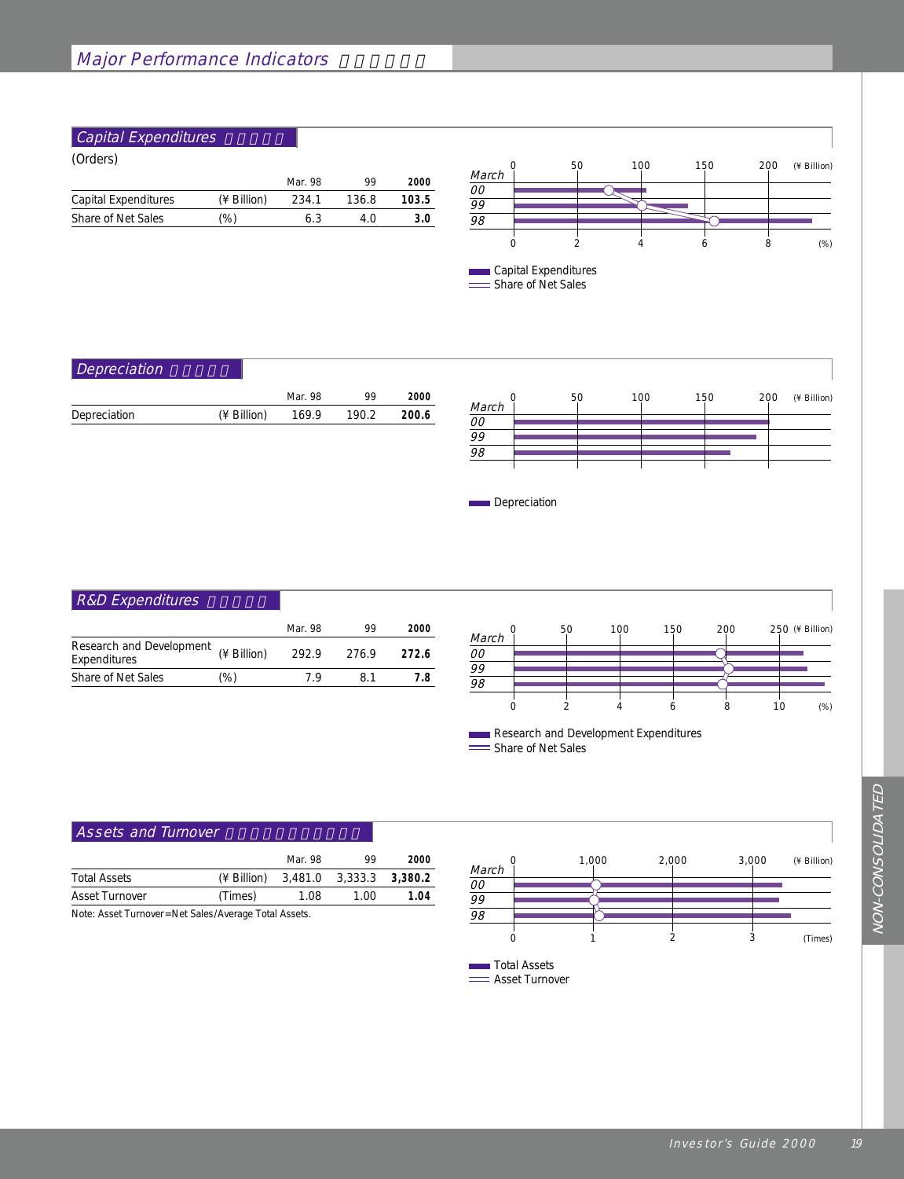# Major Performance Indicators

## Capital Expenditures

(Orders)

| | | Mar. 98 | 99 | 2000 |
|---|---|---|---|---|
| Capital Expenditures | (¥ Billion) | 234.1 | 136.8 | **103.5** |
| Share of Net Sales | (%) | 6.3 | 4.0 | **3.0** |

## Depreciation

| | | Mar. 98 | 99 | 2000 |
|---|---|---|---|---|
| Depreciation | (¥ Billion) | 169.9 | 190.2 | **200.6** |

## R&D Expenditures

| | | Mar. 98 | 99 | 2000 |
|---|---|---|---|---|
| Research and Development Expenditures | (¥ Billion) | 292.9 | 276.9 | **272.6** |
| Share of Net Sales | (%) | 7.9 | 8.1 | **7.8** |

## Assets and Turnover

| | | Mar. 98 | 99 | 2000 |
|---|---|---|---|---|
| Total Assets | (¥ Billion) | 3,481.0 | 3,333.3 | **3,380.2** |
| Asset Turnover | (Times) | 1.08 | 1.00 | **1.04** |

Note: Asset Turnover=Net Sales/Average Total Assets.

NON-CONSOLIDATED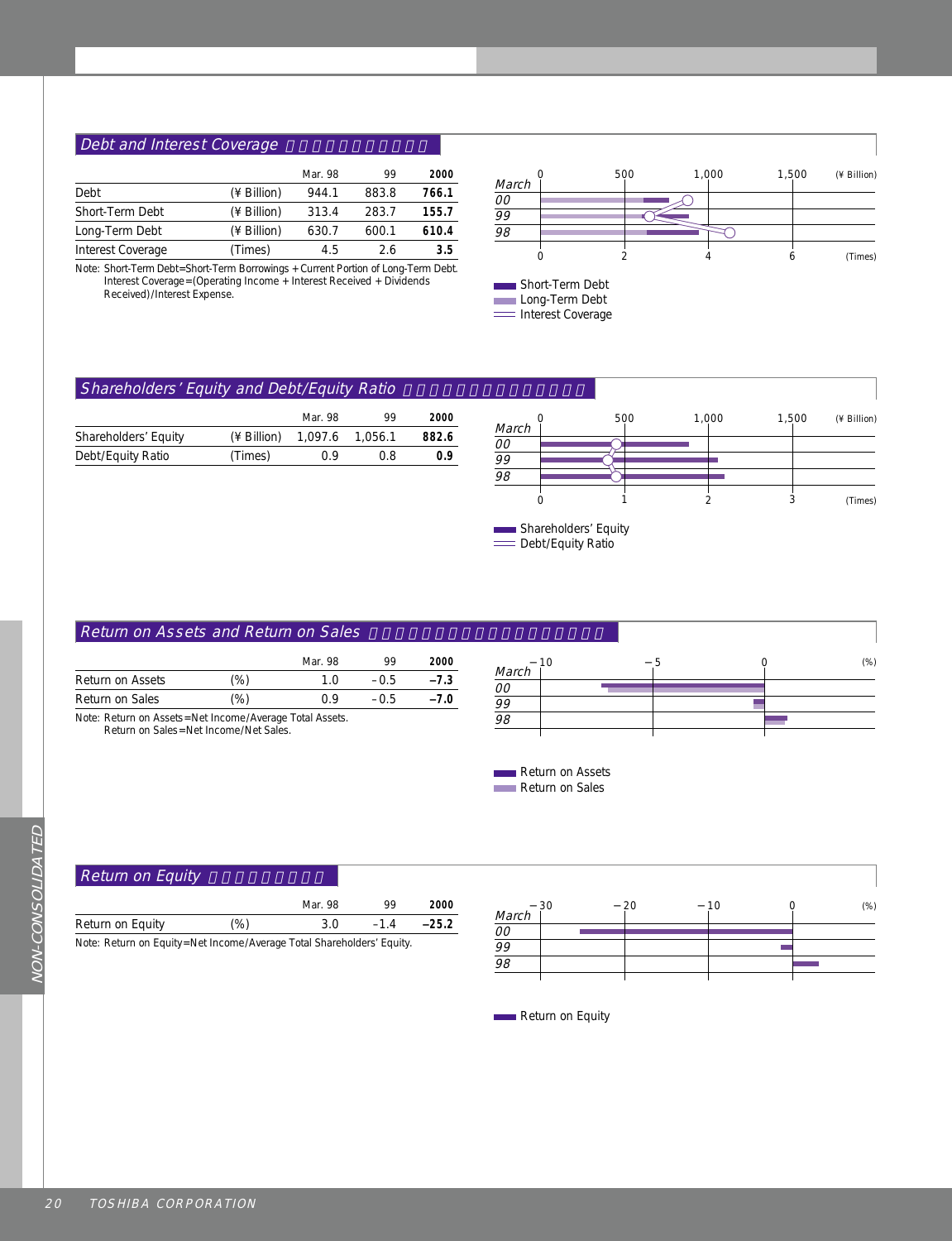## Debt and Interest Coverage

| | | Mar. 98 | 99 | 2000 |
|---|---|---|---|---|
| Debt | (¥ Billion) | 944.1 | 883.8 | **766.1** |
| Short-Term Debt | (¥ Billion) | 313.4 | 283.7 | **155.7** |
| Long-Term Debt | (¥ Billion) | 630.7 | 600.1 | **610.4** |
| Interest Coverage | (Times) | 4.5 | 2.6 | **3.5** |

Note: Short-Term Debt=Short-Term Borrowings + Current Portion of Long-Term Debt.
Interest Coverage=(Operating Income + Interest Received + Dividends Received)/Interest Expense.

## Shareholders' Equity and Debt/Equity Ratio

| | | Mar. 98 | 99 | 2000 |
|---|---|---|---|---|
| Shareholders' Equity | (¥ Billion) | 1,097.6 | 1,056.1 | **882.6** |
| Debt/Equity Ratio | (Times) | 0.9 | 0.8 | **0.9** |

## Return on Assets and Return on Sales

| | | Mar. 98 | 99 | 2000 |
|---|---|---|---|---|
| Return on Assets | (%) | 1.0 | −0.5 | **−7.3** |
| Return on Sales | (%) | 0.9 | −0.5 | **−7.0** |

Note: Return on Assets=Net Income/Average Total Assets.
Return on Sales=Net Income/Net Sales.

## Return on Equity

| | | Mar. 98 | 99 | 2000 |
|---|---|---|---|---|
| Return on Equity | (%) | 3.0 | −1.4 | **−25.2** |

Note: Return on Equity=Net Income/Average Total Shareholders' Equity.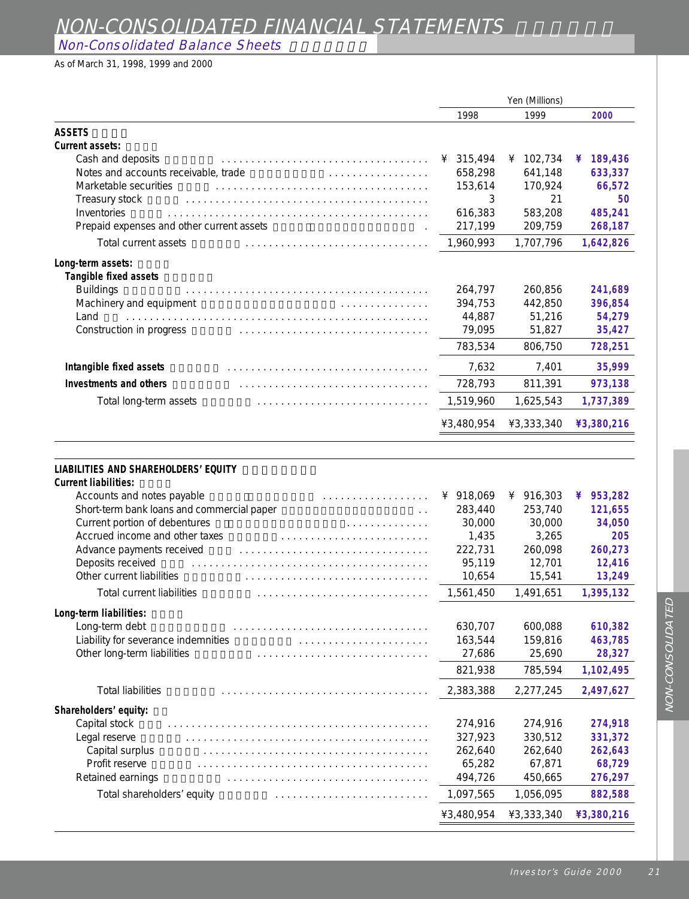# NON-CONSOLIDATED FINANCIAL STATEMENTS

## Non-Consolidated Balance Sheets

As of March 31, 1998, 1999 and 2000

| | Yen (Millions) | | |
|---|---|---|---|
| | 1998 | 1999 | **2000** |
| **ASSETS** | | | |
| **Current assets:** | | | |
| Cash and deposits | ¥ 315,494 | ¥ 102,734 | **¥ 189,436** |
| Notes and accounts receivable, trade | 658,298 | 641,148 | **633,337** |
| Marketable securities | 153,614 | 170,924 | **66,572** |
| Treasury stock | 3 | 21 | **50** |
| Inventories | 616,383 | 583,208 | **485,241** |
| Prepaid expenses and other current assets | 217,199 | 209,759 | **268,187** |
| Total current assets | 1,960,993 | 1,707,796 | **1,642,826** |
| **Long-term assets:** | | | |
| **Tangible fixed assets** | | | |
| Buildings | 264,797 | 260,856 | **241,689** |
| Machinery and equipment | 394,753 | 442,850 | **396,854** |
| Land | 44,887 | 51,216 | **54,279** |
| Construction in progress | 79,095 | 51,827 | **35,427** |
| | 783,534 | 806,750 | **728,251** |
| **Intangible fixed assets** | 7,632 | 7,401 | **35,999** |
| **Investments and others** | 728,793 | 811,391 | **973,138** |
| Total long-term assets | 1,519,960 | 1,625,543 | **1,737,389** |
| | ¥3,480,954 | ¥3,333,340 | **¥3,380,216** |

| | Yen (Millions) | | |
|---|---|---|---|
| | 1998 | 1999 | **2000** |
| **LIABILITIES AND SHAREHOLDERS' EQUITY** | | | |
| **Current liabilities:** | | | |
| Accounts and notes payable | ¥ 918,069 | ¥ 916,303 | **¥ 953,282** |
| Short-term bank loans and commercial paper | 283,440 | 253,740 | **121,655** |
| Current portion of debentures | 30,000 | 30,000 | **34,050** |
| Accrued income and other taxes | 1,435 | 3,265 | **205** |
| Advance payments received | 222,731 | 260,098 | **260,273** |
| Deposits received | 95,119 | 12,701 | **12,416** |
| Other current liabilities | 10,654 | 15,541 | **13,249** |
| Total current liabilities | 1,561,450 | 1,491,651 | **1,395,132** |
| **Long-term liabilities:** | | | |
| Long-term debt | 630,707 | 600,088 | **610,382** |
| Liability for severance indemnities | 163,544 | 159,816 | **463,785** |
| Other long-term liabilities | 27,686 | 25,690 | **28,327** |
| | 821,938 | 785,594 | **1,102,495** |
| Total liabilities | 2,383,388 | 2,277,245 | **2,497,627** |
| **Shareholders' equity:** | | | |
| Capital stock | 274,916 | 274,916 | **274,918** |
| Legal reserve | 327,923 | 330,512 | **331,372** |
| Capital surplus | 262,640 | 262,640 | **262,643** |
| Profit reserve | 65,282 | 67,871 | **68,729** |
| Retained earnings | 494,726 | 450,665 | **276,297** |
| Total shareholders' equity | 1,097,565 | 1,056,095 | **882,588** |
| | ¥3,480,954 | ¥3,333,340 | **¥3,380,216** |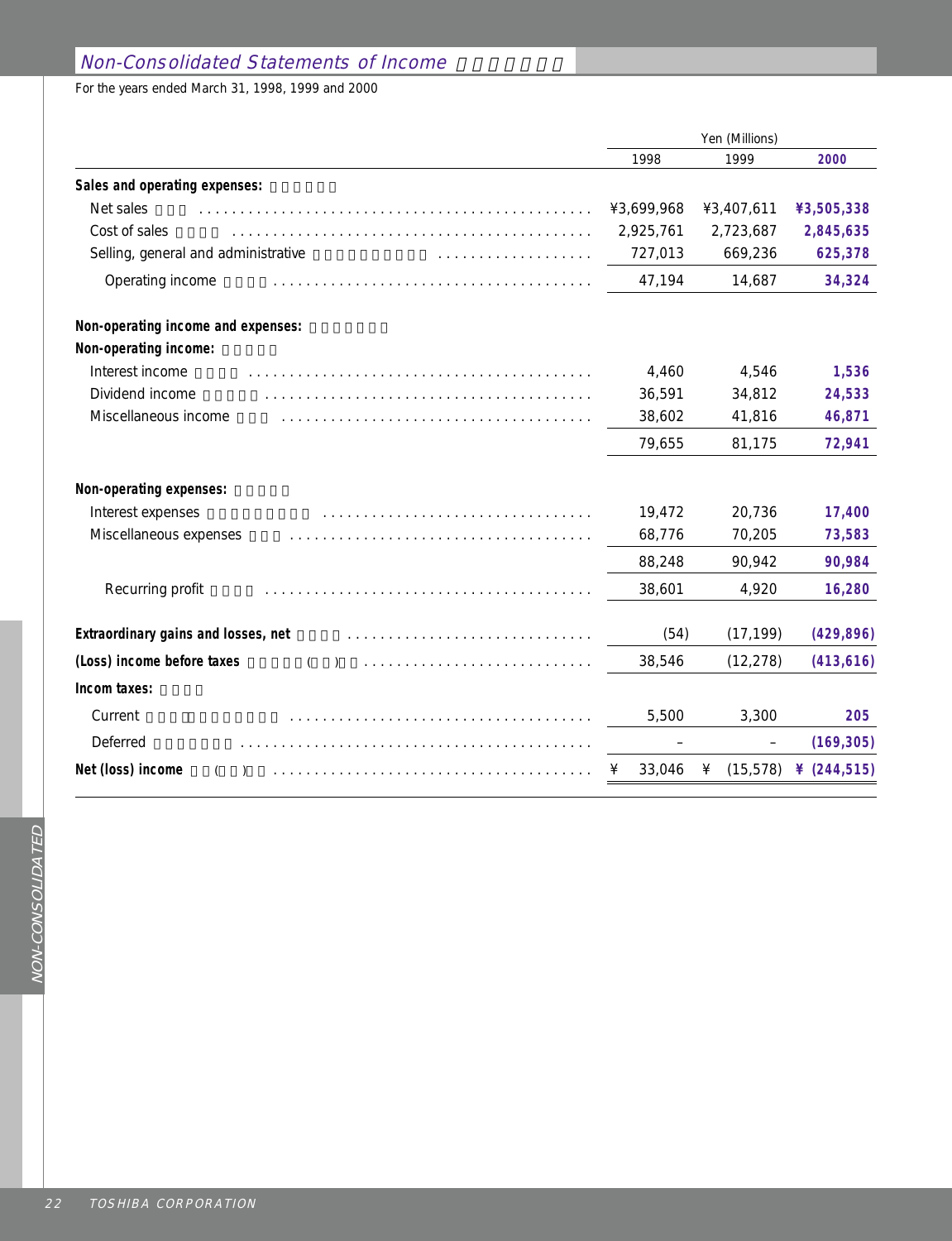## Non-Consolidated Statements of Income

For the years ended March 31, 1998, 1999 and 2000

| | Yen (Millions) | | |
|---|---|---|---|
| | 1998 | 1999 | 2000 |
| **Sales and operating expenses:** | | | |
| Net sales | ¥3,699,968 | ¥3,407,611 | **¥3,505,338** |
| Cost of sales | 2,925,761 | 2,723,687 | **2,845,635** |
| Selling, general and administrative | 727,013 | 669,236 | **625,378** |
| Operating income | 47,194 | 14,687 | **34,324** |
| **Non-operating income and expenses:** | | | |
| **Non-operating income:** | | | |
| Interest income | 4,460 | 4,546 | **1,536** |
| Dividend income | 36,591 | 34,812 | **24,533** |
| Miscellaneous income | 38,602 | 41,816 | **46,871** |
| | 79,655 | 81,175 | **72,941** |
| **Non-operating expenses:** | | | |
| Interest expenses | 19,472 | 20,736 | **17,400** |
| Miscellaneous expenses | 68,776 | 70,205 | **73,583** |
| | 88,248 | 90,942 | **90,984** |
| Recurring profit | 38,601 | 4,920 | **16,280** |
| **Extraordinary gains and losses, net** | (54) | (17,199) | **(429,896)** |
| **(Loss) income before taxes** | 38,546 | (12,278) | **(413,616)** |
| **Incom taxes:** | | | |
| Current | 5,500 | 3,300 | **205** |
| Deferred | – | – | **(169,305)** |
| **Net (loss) income** | ¥ 33,046 | ¥ (15,578) | **¥ (244,515)** |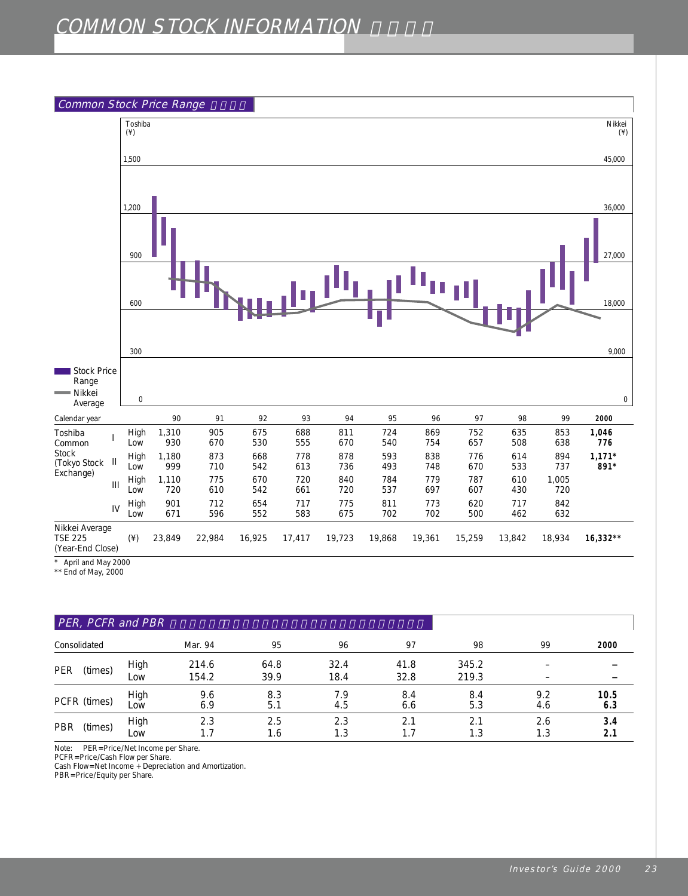# COMMON STOCK INFORMATION

## Common Stock Price Range

| Calendar year | | | 90 | 91 | 92 | 93 | 94 | 95 | 96 | 97 | 98 | 99 | **2000** |
|---|---|---|---|---|---|---|---|---|---|---|---|---|---|
| Toshiba Common Stock (Tokyo Stock Exchange) | I | High | 1,310 | 905 | 675 | 688 | 811 | 724 | 869 | 752 | 635 | 853 | **1,046** |
| | | Low | 930 | 670 | 530 | 555 | 670 | 540 | 754 | 657 | 508 | 638 | **776** |
| | II | High | 1,180 | 873 | 668 | 778 | 878 | 593 | 838 | 776 | 614 | 894 | **1,171*** |
| | | Low | 999 | 710 | 542 | 613 | 736 | 493 | 748 | 670 | 533 | 737 | **891*** |
| | III | High | 1,110 | 775 | 670 | 720 | 840 | 784 | 779 | 787 | 610 | 1,005 | |
| | | Low | 720 | 610 | 542 | 661 | 720 | 537 | 697 | 607 | 430 | 720 | |
| | IV | High | 901 | 712 | 654 | 717 | 775 | 811 | 773 | 620 | 717 | 842 | |
| | | Low | 671 | 596 | 552 | 583 | 675 | 702 | 702 | 500 | 462 | 632 | |
| Nikkei Average TSE 225 (Year-End Close) | | (¥) | 23,849 | 22,984 | 16,925 | 17,417 | 19,723 | 19,868 | 19,361 | 15,259 | 13,842 | 18,934 | **16,332**** |

\* April and May 2000
\*\* End of May, 2000

## PER, PCFR and PBR

| Consolidated | | Mar. 94 | 95 | 96 | 97 | 98 | 99 | **2000** |
|---|---|---|---|---|---|---|---|---|
| PER (times) | High | 214.6 | 64.8 | 32.4 | 41.8 | 345.2 | – | **–** |
| | Low | 154.2 | 39.9 | 18.4 | 32.8 | 219.3 | – | **–** |
| PCFR (times) | High | 9.6 | 8.3 | 7.9 | 8.4 | 8.4 | 9.2 | **10.5** |
| | Low | 6.9 | 5.1 | 4.5 | 6.6 | 5.3 | 4.6 | **6.3** |
| PBR (times) | High | 2.3 | 2.5 | 2.3 | 2.1 | 2.1 | 2.6 | **3.4** |
| | Low | 1.7 | 1.6 | 1.3 | 1.7 | 1.3 | 1.3 | **2.1** |

Note: PER=Price/Net Income per Share.
PCFR=Price/Cash Flow per Share.
Cash Flow=Net Income + Depreciation and Amortization.
PBR=Price/Equity per Share.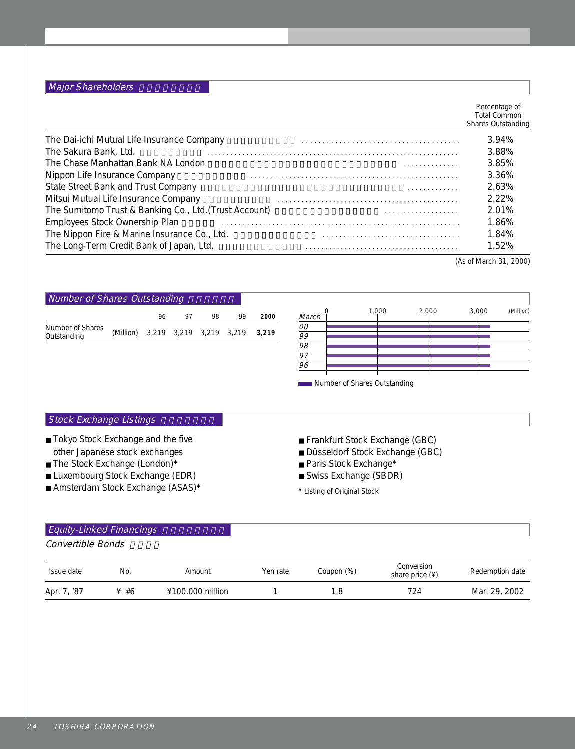## *Major Shareholders*

| | Percentage of Total Common Shares Outstanding |
|---|---|
| The Dai-ichi Mutual Life Insurance Company | 3.94% |
| The Sakura Bank, Ltd. | 3.88% |
| The Chase Manhattan Bank NA London | 3.85% |
| Nippon Life Insurance Company | 3.36% |
| State Street Bank and Trust Company | 2.63% |
| Mitsui Mutual Life Insurance Company | 2.22% |
| The Sumitomo Trust & Banking Co., Ltd.(Trust Account) | 2.01% |
| Employees Stock Ownership Plan | 1.86% |
| The Nippon Fire & Marine Insurance Co., Ltd. | 1.84% |
| The Long-Term Credit Bank of Japan, Ltd. | 1.52% |

(As of March 31, 2000)

## *Number of Shares Outstanding*

| | | 96 | 97 | 98 | 99 | **2000** |
|---|---|---|---|---|---|---|
| Number of Shares Outstanding | (Million) | 3,219 | 3,219 | 3,219 | 3,219 | **3,219** |

March (Million): 0, 1,000, 2,000, 3,000 — 00, 99, 98, 97, 96

Number of Shares Outstanding

## *Stock Exchange Listings*

- Tokyo Stock Exchange and the five other Japanese stock exchanges
- The Stock Exchange (London)*
- Luxembourg Stock Exchange (EDR)
- Amsterdam Stock Exchange (ASAS)*
- Frankfurt Stock Exchange (GBC)
- Düsseldorf Stock Exchange (GBC)
- Paris Stock Exchange*
- Swiss Exchange (SBDR)

\* Listing of Original Stock

## *Equity-Linked Financings*

*Convertible Bonds*

| Issue date | No. | Amount | Yen rate | Coupon (%) | Conversion share price (¥) | Redemption date |
|---|---|---|---|---|---|---|
| Apr. 7, '87 | ¥ #6 | ¥100,000 million | 1 | 1.8 | 724 | Mar. 29, 2002 |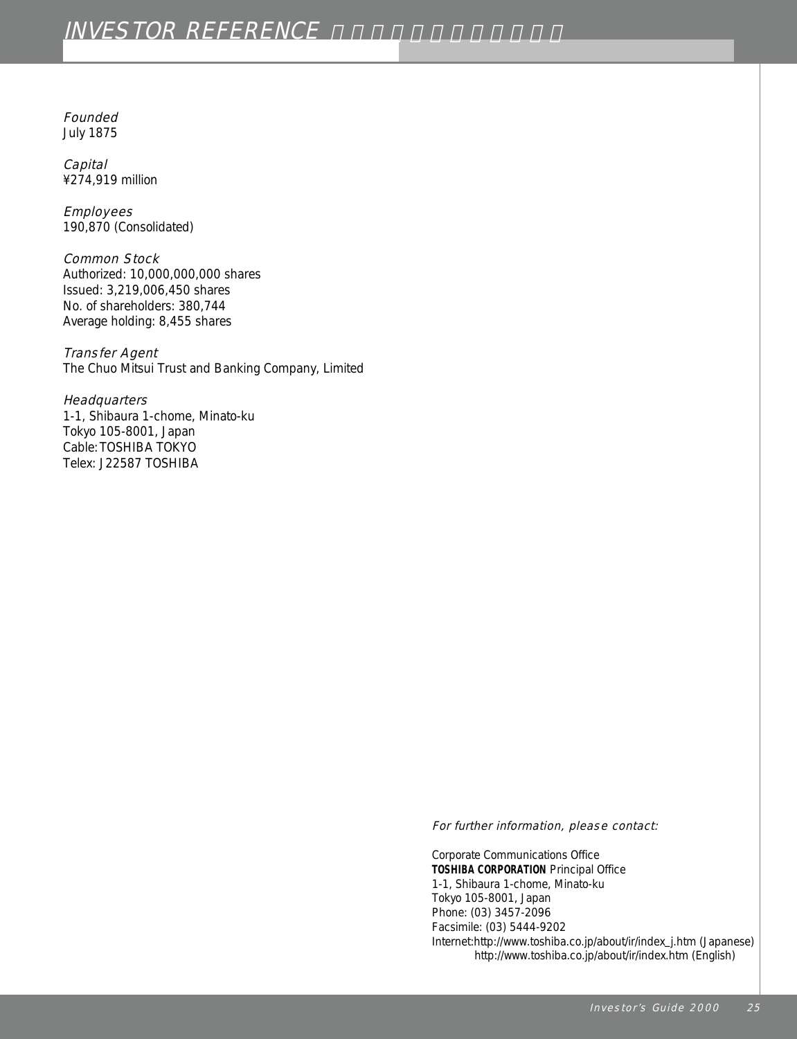# INVESTOR REFERENCE

*Founded*
July 1875

*Capital*
¥274,919 million

*Employees*
190,870 (Consolidated)

*Common Stock*
Authorized: 10,000,000,000 shares
Issued: 3,219,006,450 shares
No. of shareholders: 380,744
Average holding: 8,455 shares

*Transfer Agent*
The Chuo Mitsui Trust and Banking Company, Limited

*Headquarters*
1-1, Shibaura 1-chome, Minato-ku
Tokyo 105-8001, Japan
Cable: TOSHIBA TOKYO
Telex: J22587 TOSHIBA

*For further information, please contact:*

Corporate Communications Office
**TOSHIBA CORPORATION** Principal Office
1-1, Shibaura 1-chome, Minato-ku
Tokyo 105-8001, Japan
Phone: (03) 3457-2096
Facsimile: (03) 5444-9202
Internet: http://www.toshiba.co.jp/about/ir/index_j.htm (Japanese)
http://www.toshiba.co.jp/about/ir/index.htm (English)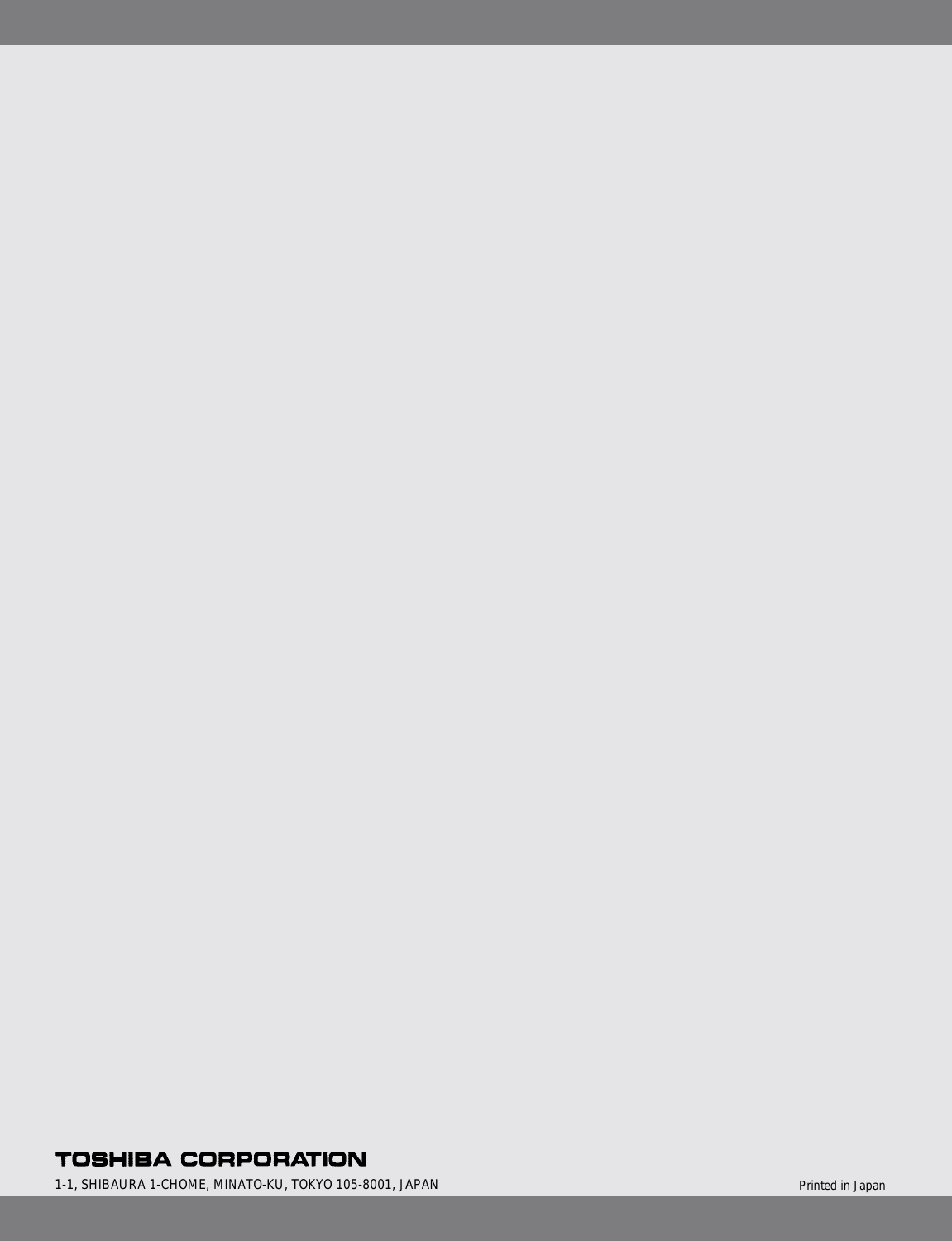**TOSHIBA CORPORATION**

1-1, SHIBAURA 1-CHOME, MINATO-KU, TOKYO 105-8001, JAPAN

Printed in Japan